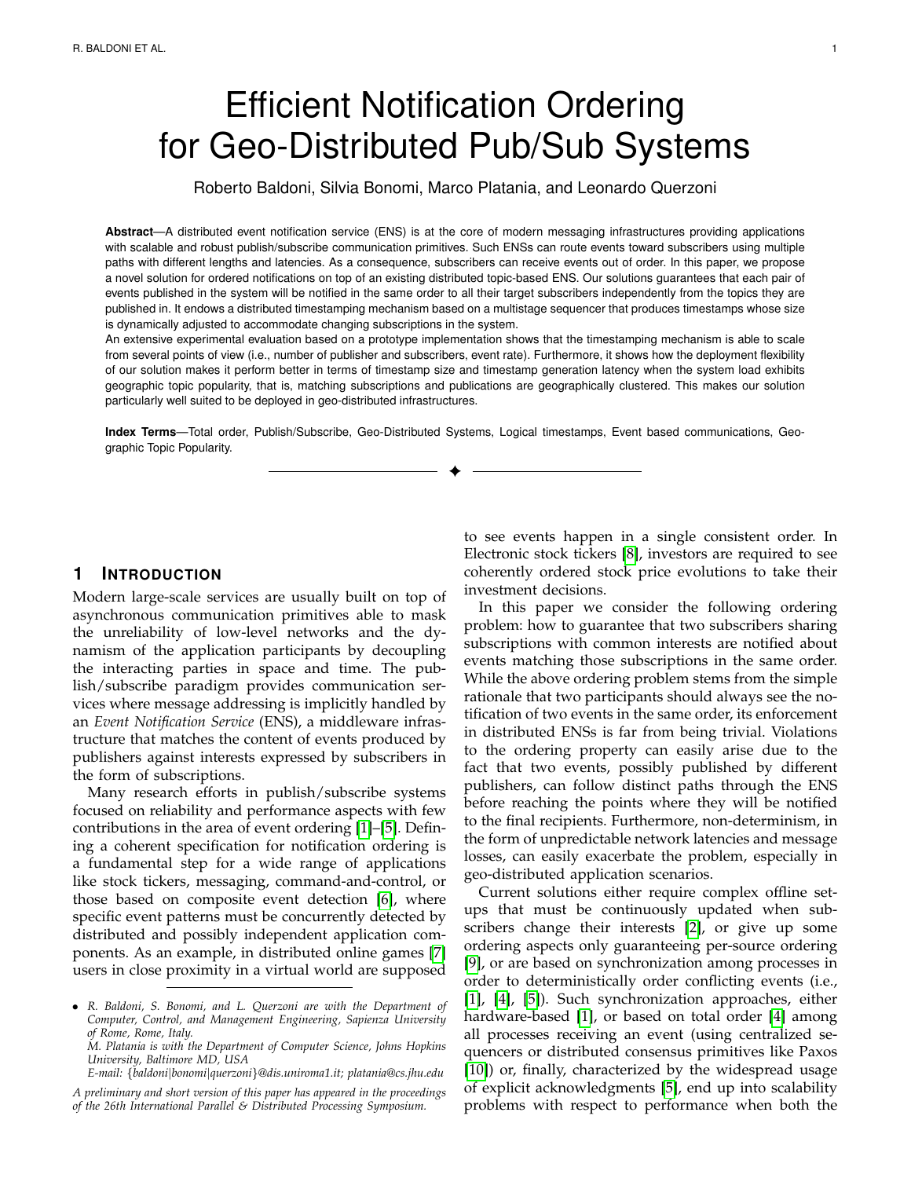# Efficient Notification Ordering for Geo-Distributed Pub/Sub Systems

Roberto Baldoni, Silvia Bonomi, Marco Platania, and Leonardo Querzoni

**Abstract**—A distributed event notification service (ENS) is at the core of modern messaging infrastructures providing applications with scalable and robust publish/subscribe communication primitives. Such ENSs can route events toward subscribers using multiple paths with different lengths and latencies. As a consequence, subscribers can receive events out of order. In this paper, we propose a novel solution for ordered notifications on top of an existing distributed topic-based ENS. Our solutions guarantees that each pair of events published in the system will be notified in the same order to all their target subscribers independently from the topics they are published in. It endows a distributed timestamping mechanism based on a multistage sequencer that produces timestamps whose size is dynamically adjusted to accommodate changing subscriptions in the system.

An extensive experimental evaluation based on a prototype implementation shows that the timestamping mechanism is able to scale from several points of view (i.e., number of publisher and subscribers, event rate). Furthermore, it shows how the deployment flexibility of our solution makes it perform better in terms of timestamp size and timestamp generation latency when the system load exhibits geographic topic popularity, that is, matching subscriptions and publications are geographically clustered. This makes our solution particularly well suited to be deployed in geo-distributed infrastructures.

**Index Terms**—Total order, Publish/Subscribe, Geo-Distributed Systems, Logical timestamps, Event based communications, Geographic Topic Popularity.

---

## 1 Introduction

Modern large-scale services are usually built on top of asynchronous communication primitives able to mask the unreliability of low-level networks and the dynamism of the application participants by decoupling the interacting parties in space and time. The publish/subscribe paradigm provides communication services where message addressing is implicitly handled by an *Event Notification Service* (ENS), a middleware infrastructure that matches the content of events produced by publishers against interests expressed by subscribers in the form of subscriptions.

Many research efforts in publish/subscribe systems focused on reliability and performance aspects with few contributions in the area of event ordering [1]–[5]. Defining a coherent specification for notification ordering is a fundamental step for a wide range of applications like stock tickers, messaging, command-and-control, or those based on composite event detection [6], where specific event patterns must be concurrently detected by distributed and possibly independent application components. As an example, in distributed online games [7] users in close proximity in a virtual world are supposed to see events happen in a single consistent order. In Electronic stock tickers [8], investors are required to see coherently ordered stock price evolutions to take their investment decisions.

In this paper we consider the following ordering problem: how to guarantee that two subscribers sharing subscriptions with common interests are notified about events matching those subscriptions in the same order. While the above ordering problem stems from the simple rationale that two participants should always see the notification of two events in the same order, its enforcement in distributed ENSs is far from being trivial. Violations to the ordering property can easily arise due to the fact that two events, possibly published by different publishers, can follow distinct paths through the ENS before reaching the points where they will be notified to the final recipients. Furthermore, non-determinism, in the form of unpredictable network latencies and message losses, can easily exacerbate the problem, especially in geo-distributed application scenarios.

Current solutions either require complex offline setups that must be continuously updated when subscribers change their interests [2], or give up some ordering aspects only guaranteeing per-source ordering [9], or are based on synchronization among processes in order to deterministically order conflicting events (i.e., [1], [4], [5]). Such synchronization approaches, either hardware-based [1], or based on total order [4] among all processes receiving an event (using centralized sequencers or distributed consensus primitives like Paxos [10]) or, finally, characterized by the widespread usage of explicit acknowledgments [5], end up into scalability problems with respect to performance when both the

- *R. Baldoni, S. Bonomi, and L. Querzoni are with the Department of Computer, Control, and Management Engineering, Sapienza University of Rome, Rome, Italy.*
  *M. Platania is with the Department of Computer Science, Johns Hopkins University, Baltimore MD, USA*
  *E-mail: {baldoni|bonomi|querzoni}@dis.uniroma1.it; platania@cs.jhu.edu*

*A preliminary and short version of this paper has appeared in the proceedings of the 26th International Parallel & Distributed Processing Symposium.*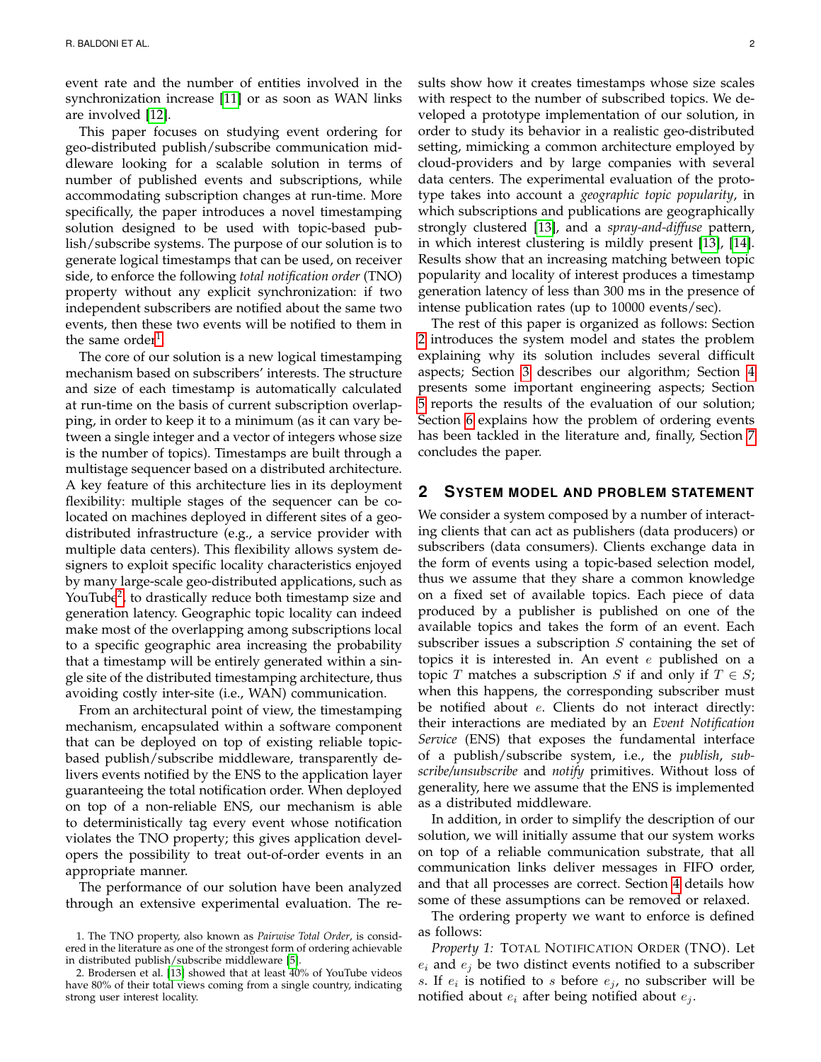event rate and the number of entities involved in the synchronization increase [11] or as soon as WAN links are involved [12].

This paper focuses on studying event ordering for geo-distributed publish/subscribe communication middleware looking for a scalable solution in terms of number of published events and subscriptions, while accommodating subscription changes at run-time. More specifically, the paper introduces a novel timestamping solution designed to be used with topic-based publish/subscribe systems. The purpose of our solution is to generate logical timestamps that can be used, on receiver side, to enforce the following *total notification order* (TNO) property without any explicit synchronization: if two independent subscribers are notified about the same two events, then these two events will be notified to them in the same order[1].

The core of our solution is a new logical timestamping mechanism based on subscribers' interests. The structure and size of each timestamp is automatically calculated at run-time on the basis of current subscription overlapping, in order to keep it to a minimum (as it can vary between a single integer and a vector of integers whose size is the number of topics). Timestamps are built through a multistage sequencer based on a distributed architecture. A key feature of this architecture lies in its deployment flexibility: multiple stages of the sequencer can be co-located on machines deployed in different sites of a geo-distributed infrastructure (e.g., a service provider with multiple data centers). This flexibility allows system designers to exploit specific locality characteristics enjoyed by many large-scale geo-distributed applications, such as YouTube[2], to drastically reduce both timestamp size and generation latency. Geographic topic locality can indeed make most of the overlapping among subscriptions local to a specific geographic area increasing the probability that a timestamp will be entirely generated within a single site of the distributed timestamping architecture, thus avoiding costly inter-site (i.e., WAN) communication.

From an architectural point of view, the timestamping mechanism, encapsulated within a software component that can be deployed on top of existing reliable topic-based publish/subscribe middleware, transparently delivers events notified by the ENS to the application layer guaranteeing the total notification order. When deployed on top of a non-reliable ENS, our mechanism is able to deterministically tag every event whose notification violates the TNO property; this gives application developers the possibility to treat out-of-order events in an appropriate manner.

The performance of our solution have been analyzed through an extensive experimental evaluation. The results show how it creates timestamps whose size scales with respect to the number of subscribed topics. We developed a prototype implementation of our solution, in order to study its behavior in a realistic geo-distributed setting, mimicking a common architecture employed by cloud-providers and by large companies with several data centers. The experimental evaluation of the prototype takes into account a *geographic topic popularity*, in which subscriptions and publications are geographically strongly clustered [13], and a *spray-and-diffuse* pattern, in which interest clustering is mildly present [13], [14]. Results show that an increasing matching between topic popularity and locality of interest produces a timestamp generation latency of less than 300 ms in the presence of intense publication rates (up to 10000 events/sec).

The rest of this paper is organized as follows: Section 2 introduces the system model and states the problem explaining why its solution includes several difficult aspects; Section 3 describes our algorithm; Section 4 presents some important engineering aspects; Section 5 reports the results of the evaluation of our solution; Section 6 explains how the problem of ordering events has been tackled in the literature and, finally, Section 7 concludes the paper.

## 2 System model and problem statement

We consider a system composed by a number of interacting clients that can act as publishers (data producers) or subscribers (data consumers). Clients exchange data in the form of events using a topic-based selection model, thus we assume that they share a common knowledge on a fixed set of available topics. Each piece of data produced by a publisher is published on one of the available topics and takes the form of an event. Each subscriber issues a subscription $S$ containing the set of topics it is interested in. An event $e$ published on a topic $T$ matches a subscription $S$ if and only if $T \in S$; when this happens, the corresponding subscriber must be notified about $e$. Clients do not interact directly: their interactions are mediated by an *Event Notification Service* (ENS) that exposes the fundamental interface of a publish/subscribe system, i.e., the *publish*, *subscribe/unsubscribe* and *notify* primitives. Without loss of generality, here we assume that the ENS is implemented as a distributed middleware.

In addition, in order to simplify the description of our solution, we will initially assume that our system works on top of a reliable communication substrate, that all communication links deliver messages in FIFO order, and that all processes are correct. Section 4 details how some of these assumptions can be removed or relaxed.

The ordering property we want to enforce is defined as follows:

*Property 1:* Total Notification Order (TNO). Let $e_i$ and $e_j$ be two distinct events notified to a subscriber $s$. If $e_i$ is notified to $s$ before $e_j$, no subscriber will be notified about $e_i$ after being notified about $e_j$.

---

1. The TNO property, also known as *Pairwise Total Order*, is considered in the literature as one of the strongest form of ordering achievable in distributed publish/subscribe middleware [5].

2. Brodersen et al. [13] showed that at least 40% of YouTube videos have 80% of their total views coming from a single country, indicating strong user interest locality.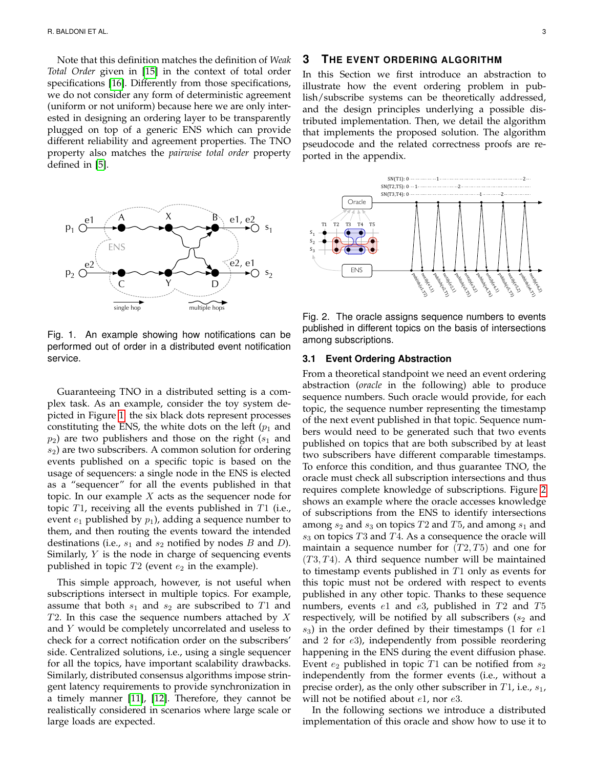Note that this definition matches the definition of *Weak Total Order* given in [15] in the context of total order specifications [16]. Differently from those specifications, we do not consider any form of deterministic agreement (uniform or not uniform) because here we are only interested in designing an ordering layer to be transparently plugged on top of a generic ENS which can provide different reliability and agreement properties. The TNO property also matches the *pairwise total order* property defined in [5].

Fig. 1. An example showing how notifications can be performed out of order in a distributed event notification service.

Guaranteeing TNO in a distributed setting is a complex task. As an example, consider the toy system depicted in Figure 1: the six black dots represent processes constituting the ENS, the white dots on the left ($p_1$ and $p_2$) are two publishers and those on the right ($s_1$ and $s_2$) are two subscribers. A common solution for ordering events published on a specific topic is based on the usage of sequencers: a single node in the ENS is elected as a "sequencer" for all the events published in that topic. In our example $X$ acts as the sequencer node for topic $T1$, receiving all the events published in $T1$ (i.e., event $e_1$ published by $p_1$), adding a sequence number to them, and then routing the events toward the intended destinations (i.e., $s_1$ and $s_2$ notified by nodes $B$ and $D$). Similarly, $Y$ is the node in charge of sequencing events published in topic $T2$ (event $e_2$ in the example).

This simple approach, however, is not useful when subscriptions intersect in multiple topics. For example, assume that both $s_1$ and $s_2$ are subscribed to $T1$ and $T2$. In this case the sequence numbers attached by $X$ and $Y$ would be completely uncorrelated and useless to check for a correct notification order on the subscribers' side. Centralized solutions, i.e., using a single sequencer for all the topics, have important scalability drawbacks. Similarly, distributed consensus algorithms impose stringent latency requirements to provide synchronization in a timely manner [11], [12]. Therefore, they cannot be realistically considered in scenarios where large scale or large loads are expected.

# 3 The Event Ordering Algorithm

In this Section we first introduce an abstraction to illustrate how the event ordering problem in publish/subscribe systems can be theoretically addressed, and the design principles underlying a possible distributed implementation. Then, we detail the algorithm that implements the proposed solution. The algorithm pseudocode and the related correctness proofs are reported in the appendix.

Fig. 2. The oracle assigns sequence numbers to events published in different topics on the basis of intersections among subscriptions.

## 3.1 Event Ordering Abstraction

From a theoretical standpoint we need an event ordering abstraction (*oracle* in the following) able to produce sequence numbers. Such oracle would provide, for each topic, the sequence number representing the timestamp of the next event published in that topic. Sequence numbers would need to be generated such that two events published on topics that are both subscribed by at least two subscribers have different comparable timestamps. To enforce this condition, and thus guarantee TNO, the oracle must check all subscription intersections and thus requires complete knowledge of subscriptions. Figure 2 shows an example where the oracle accesses knowledge of subscriptions from the ENS to identify intersections among $s_2$ and $s_3$ on topics $T2$ and $T5$, and among $s_1$ and $s_3$ on topics $T3$ and $T4$. As a consequence the oracle will maintain a sequence number for $(T2, T5)$ and one for $(T3, T4)$. A third sequence number will be maintained to timestamp events published in $T1$ only as events for this topic must not be ordered with respect to events published in any other topic. Thanks to these sequence numbers, events $e1$ and $e3$, published in $T2$ and $T5$ respectively, will be notified by all subscribers ($s_2$ and $s_3$) in the order defined by their timestamps (1 for $e1$ and 2 for $e3$), independently from possible reordering happening in the ENS during the event diffusion phase. Event $e_2$ published in topic $T1$ can be notified from $s_2$ independently from the former events (i.e., without a precise order), as the only other subscriber in $T1$, i.e., $s_1$, will not be notified about $e1$, nor $e3$.

In the following sections we introduce a distributed implementation of this oracle and show how to use it to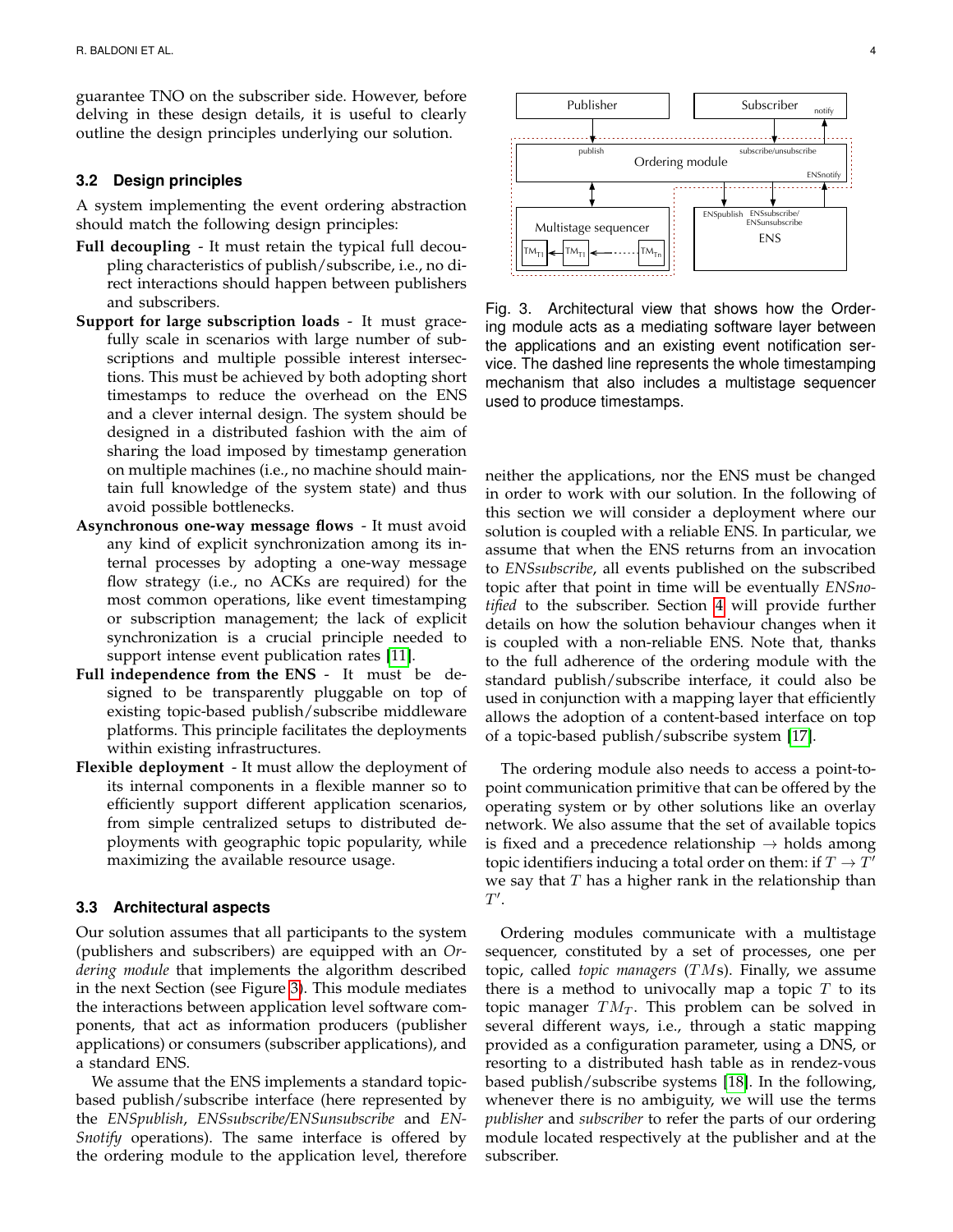guarantee TNO on the subscriber side. However, before delving in these design details, it is useful to clearly outline the design principles underlying our solution.

### 3.2 Design principles

A system implementing the event ordering abstraction should match the following design principles:

**Full decoupling** - It must retain the typical full decoupling characteristics of publish/subscribe, i.e., no direct interactions should happen between publishers and subscribers.

**Support for large subscription loads** - It must gracefully scale in scenarios with large number of subscriptions and multiple possible interest intersections. This must be achieved by both adopting short timestamps to reduce the overhead on the ENS and a clever internal design. The system should be designed in a distributed fashion with the aim of sharing the load imposed by timestamp generation on multiple machines (i.e., no machine should maintain full knowledge of the system state) and thus avoid possible bottlenecks.

**Asynchronous one-way message flows** - It must avoid any kind of explicit synchronization among its internal processes by adopting a one-way message flow strategy (i.e., no ACKs are required) for the most common operations, like event timestamping or subscription management; the lack of explicit synchronization is a crucial principle needed to support intense event publication rates [11].

**Full independence from the ENS** - It must be designed to be transparently pluggable on top of existing topic-based publish/subscribe middleware platforms. This principle facilitates the deployments within existing infrastructures.

**Flexible deployment** - It must allow the deployment of its internal components in a flexible manner so to efficiently support different application scenarios, from simple centralized setups to distributed deployments with geographic topic popularity, while maximizing the available resource usage.

### 3.3 Architectural aspects

Our solution assumes that all participants to the system (publishers and subscribers) are equipped with an *Ordering module* that implements the algorithm described in the next Section (see Figure 3). This module mediates the interactions between application level software components, that act as information producers (publisher applications) or consumers (subscriber applications), and a standard ENS.

We assume that the ENS implements a standard topic-based publish/subscribe interface (here represented by the *ENSpublish*, *ENSsubscribe/ENSunsubscribe* and *ENSnotify* operations). The same interface is offered by the ordering module to the application level, therefore neither the applications, nor the ENS must be changed in order to work with our solution. In the following of this section we will consider a deployment where our solution is coupled with a reliable ENS. In particular, we assume that when the ENS returns from an invocation to *ENSsubscribe*, all events published on the subscribed topic after that point in time will be eventually *ENSnotified* to the subscriber. Section 4 will provide further details on how the solution behaviour changes when it is coupled with a non-reliable ENS. Note that, thanks to the full adherence of the ordering module with the standard publish/subscribe interface, it could also be used in conjunction with a mapping layer that efficiently allows the adoption of a content-based interface on top of a topic-based publish/subscribe system [17].

Fig. 3. Architectural view that shows how the Ordering module acts as a mediating software layer between the applications and an existing event notification service. The dashed line represents the whole timestamping mechanism that also includes a multistage sequencer used to produce timestamps.

The ordering module also needs to access a point-to-point communication primitive that can be offered by the operating system or by other solutions like an overlay network. We also assume that the set of available topics is fixed and a precedence relationship $\rightarrow$ holds among topic identifiers inducing a total order on them: if $T \rightarrow T'$ we say that $T$ has a higher rank in the relationship than $T'$.

Ordering modules communicate with a multistage sequencer, constituted by a set of processes, one per topic, called *topic managers* ($TM$s). Finally, we assume there is a method to univocally map a topic $T$ to its topic manager $TM_T$. This problem can be solved in several different ways, i.e., through a static mapping provided as a configuration parameter, using a DNS, or resorting to a distributed hash table as in rendez-vous based publish/subscribe systems [18]. In the following, whenever there is no ambiguity, we will use the terms *publisher* and *subscriber* to refer the parts of our ordering module located respectively at the publisher and at the subscriber.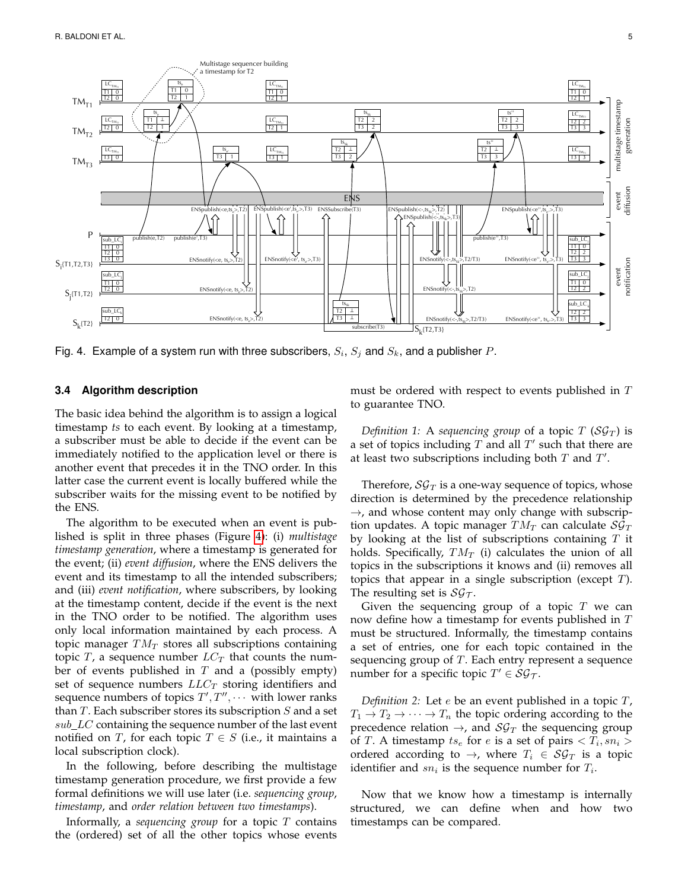Fig. 4. Example of a system run with three subscribers, $S_i$, $S_j$ and $S_k$, and a publisher $P$.

### 3.4 Algorithm description

The basic idea behind the algorithm is to assign a logical timestamp *ts* to each event. By looking at a timestamp, a subscriber must be able to decide if the event can be immediately notified to the application level or there is another event that precedes it in the TNO order. In this latter case the current event is locally buffered while the subscriber waits for the missing event to be notified by the ENS.

The algorithm to be executed when an event is published is split in three phases (Figure 4): (i) *multistage timestamp generation*, where a timestamp is generated for the event; (ii) *event diffusion*, where the ENS delivers the event and its timestamp to all the intended subscribers; and (iii) *event notification*, where subscribers, by looking at the timestamp content, decide if the event is the next in the TNO order to be notified. The algorithm uses only local information maintained by each process. A topic manager $TM_T$ stores all subscriptions containing topic $T$, a sequence number $LC_T$ that counts the number of events published in $T$ and a (possibly empty) set of sequence numbers $LLC_T$ storing identifiers and sequence numbers of topics $T', T'', \cdots$ with lower ranks than $T$. Each subscriber stores its subscription $S$ and a set $sub\_LC$ containing the sequence number of the last event notified on $T$, for each topic $T \in S$ (i.e., it maintains a local subscription clock).

In the following, before describing the multistage timestamp generation procedure, we first provide a few formal definitions we will use later (i.e. *sequencing group*, *timestamp*, and *order relation between two timestamps*).

Informally, a *sequencing group* for a topic $T$ contains the (ordered) set of all the other topics whose events must be ordered with respect to events published in $T$ to guarantee TNO.

*Definition 1:* A *sequencing group* of a topic $T$ ($\mathcal{SG}_T$) is a set of topics including $T$ and all $T'$ such that there are at least two subscriptions including both $T$ and $T'$.

Therefore, $\mathcal{SG}_T$ is a one-way sequence of topics, whose direction is determined by the precedence relationship $\rightarrow$, and whose content may only change with subscription updates. A topic manager $TM_T$ can calculate $\mathcal{SG}_T$ by looking at the list of subscriptions containing $T$ it holds. Specifically, $TM_T$ (i) calculates the union of all topics in the subscriptions it knows and (ii) removes all topics that appear in a single subscription (except $T$). The resulting set is $\mathcal{SG}_{\mathcal{T}}$.

Given the sequencing group of a topic $T$ we can now define how a timestamp for events published in $T$ must be structured. Informally, the timestamp contains a set of entries, one for each topic contained in the sequencing group of $T$. Each entry represent a sequence number for a specific topic $T' \in \mathcal{SG}_{\mathcal{T}}$.

*Definition 2:* Let $e$ be an event published in a topic $T$, $T_1 \rightarrow T_2 \rightarrow \cdots \rightarrow T_n$ the topic ordering according to the precedence relation $\rightarrow$, and $\mathcal{SG}_T$ the sequencing group of $T$. A timestamp $ts_e$ for $e$ is a set of pairs $< T_i, sn_i >$ ordered according to $\rightarrow$, where $T_i \in \mathcal{SG}_T$ is a topic identifier and $sn_i$ is the sequence number for $T_i$.

Now that we know how a timestamp is internally structured, we can define when and how two timestamps can be compared.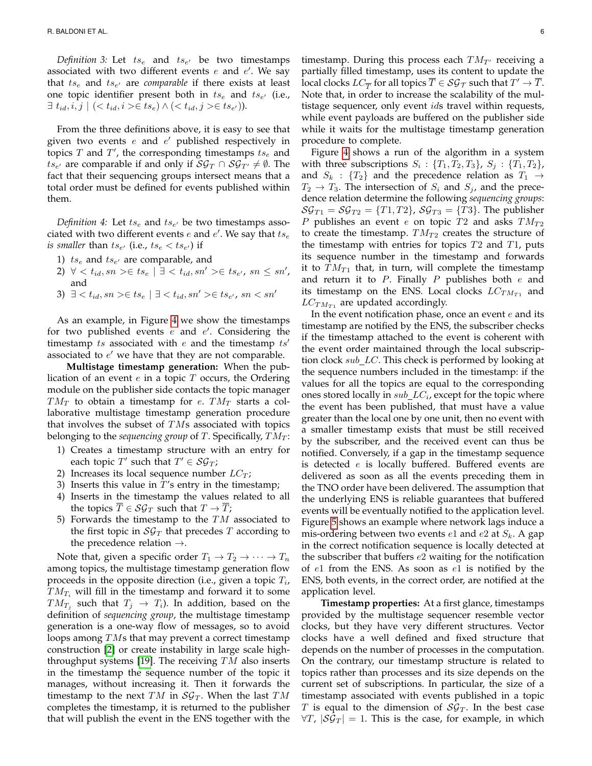*Definition 3:* Let $ts_e$ and $ts_{e'}$ be two timestamps associated with two different events $e$ and $e'$. We say that $ts_e$ and $ts_{e'}$ are *comparable* if there exists at least one topic identifier present both in $ts_e$ and $ts_{e'}$ (i.e., $\exists\ t_{id}, i, j \mid (< t_{id}, i > \in ts_e) \wedge (< t_{id}, j > \in ts_{e'})$).

From the three definitions above, it is easy to see that given two events $e$ and $e'$ published respectively in topics $T$ and $T'$, the corresponding timestamps $ts_e$ and $ts_{e'}$ are comparable if and only if $\mathcal{SG}_T \cap \mathcal{SG}_{T'} \neq \emptyset$. The fact that their sequencing groups intersect means that a total order must be defined for events published within them.

*Definition 4:* Let $ts_e$ and $ts_{e'}$ be two timestamps associated with two different events $e$ and $e'$. We say that $ts_e$ *is smaller* than $ts_{e'}$ (i.e., $ts_e < ts_{e'}$) if

1) $ts_e$ and $ts_{e'}$ are comparable, and
2) $\forall < t_{id}, sn > \in ts_e \mid \exists < t_{id}, sn' > \in ts_{e'}$, $sn \leq sn'$, and
3) $\exists < t_{id}, sn > \in ts_e \mid \exists < t_{id}, sn' > \in ts_{e'}$, $sn < sn'$

As an example, in Figure 4 we show the timestamps for two published events $e$ and $e'$. Considering the timestamp $ts$ associated with $e$ and the timestamp $ts'$ associated to $e'$ we have that they are not comparable.

**Multistage timestamp generation:** When the publication of an event $e$ in a topic $T$ occurs, the Ordering module on the publisher side contacts the topic manager $TM_T$ to obtain a timestamp for $e$. $TM_T$ starts a collaborative multistage timestamp generation procedure that involves the subset of $TM$s associated with topics belonging to the *sequencing group* of $T$. Specifically, $TM_T$:

1) Creates a timestamp structure with an entry for each topic $T'$ such that $T' \in \mathcal{SG}_T$;
2) Increases its local sequence number $LC_T$;
3) Inserts this value in $T$'s entry in the timestamp;
4) Inserts in the timestamp the values related to all the topics $\overline{T} \in \mathcal{SG}_T$ such that $T \rightarrow \overline{T}$;
5) Forwards the timestamp to the $TM$ associated to the first topic in $\mathcal{SG}_T$ that precedes $T$ according to the precedence relation $\rightarrow$.

Note that, given a specific order $T_1 \rightarrow T_2 \rightarrow \cdots \rightarrow T_n$ among topics, the multistage timestamp generation flow proceeds in the opposite direction (i.e., given a topic $T_i$, $TM_{T_i}$ will fill in the timestamp and forward it to some $TM_{T_j}$ such that $T_j \rightarrow T_i$). In addition, based on the definition of *sequencing group*, the multistage timestamp generation is a one-way flow of messages, so to avoid loops among $TM$s that may prevent a correct timestamp construction [2] or create instability in large scale high-throughput systems [19]. The receiving $TM$ also inserts in the timestamp the sequence number of the topic it manages, without increasing it. Then it forwards the timestamp to the next $TM$ in $\mathcal{SG}_T$. When the last $TM$ completes the timestamp, it is returned to the publisher that will publish the event in the ENS together with the timestamp. During this process each $TM_{T'}$ receiving a partially filled timestamp, uses its content to update the local clocks $LC_{\overline{T}}$ for all topics $\overline{T} \in \mathcal{SG}_{\mathcal{T}}$ such that $T' \rightarrow \overline{T}$. Note that, in order to increase the scalability of the multistage sequencer, only event $id$s travel within requests, while event payloads are buffered on the publisher side while it waits for the multistage timestamp generation procedure to complete.

Figure 4 shows a run of the algorithm in a system with three subscriptions $S_i : \{T_1, T_2, T_3\}$, $S_j : \{T_1, T_2\}$, and $S_k : \{T_2\}$ and the precedence relation as $T_1 \rightarrow T_2 \rightarrow T_3$. The intersection of $S_i$ and $S_j$, and the precedence relation determine the following *sequencing groups*: $\mathcal{SG}_{T1} = \mathcal{SG}_{T2} = \{T1, T2\}$, $\mathcal{SG}_{T3} = \{T3\}$. The publisher $P$ publishes an event $e$ on topic $T2$ and asks $TM_{T2}$ to create the timestamp. $TM_{T2}$ creates the structure of the timestamp with entries for topics $T2$ and $T1$, puts its sequence number in the timestamp and forwards it to $TM_{T1}$ that, in turn, will complete the timestamp and return it to $P$. Finally $P$ publishes both $e$ and its timestamp on the ENS. Local clocks $LC_{TM_{T1}}$ and $LC_{TM_{T1}}$ are updated accordingly.

In the event notification phase, once an event $e$ and its timestamp are notified by the ENS, the subscriber checks if the timestamp attached to the event is coherent with the event order maintained through the local subscription clock $sub\_LC$. This check is performed by looking at the sequence numbers included in the timestamp: if the values for all the topics are equal to the corresponding ones stored locally in $sub\_LC_i$, except for the topic where the event has been published, that must have a value greater than the local one by one unit, then no event with a smaller timestamp exists that must be still received by the subscriber, and the received event can thus be notified. Conversely, if a gap in the timestamp sequence is detected $e$ is locally buffered. Buffered events are delivered as soon as all the events preceding them in the TNO order have been delivered. The assumption that the underlying ENS is reliable guarantees that buffered events will be eventually notified to the application level. Figure 5 shows an example where network lags induce a mis-ordering between two events $e1$ and $e2$ at $S_k$. A gap in the correct notification sequence is locally detected at the subscriber that buffers $e2$ waiting for the notification of $e1$ from the ENS. As soon as $e1$ is notified by the ENS, both events, in the correct order, are notified at the application level.

**Timestamp properties:** At a first glance, timestamps provided by the multistage sequencer resemble vector clocks, but they have very different structures. Vector clocks have a well defined and fixed structure that depends on the number of processes in the computation. On the contrary, our timestamp structure is related to topics rather than processes and its size depends on the current set of subscriptions. In particular, the size of a timestamp associated with events published in a topic $T$ is equal to the dimension of $\mathcal{SG}_T$. In the best case $\forall T$, $|\mathcal{SG}_T| = 1$. This is the case, for example, in which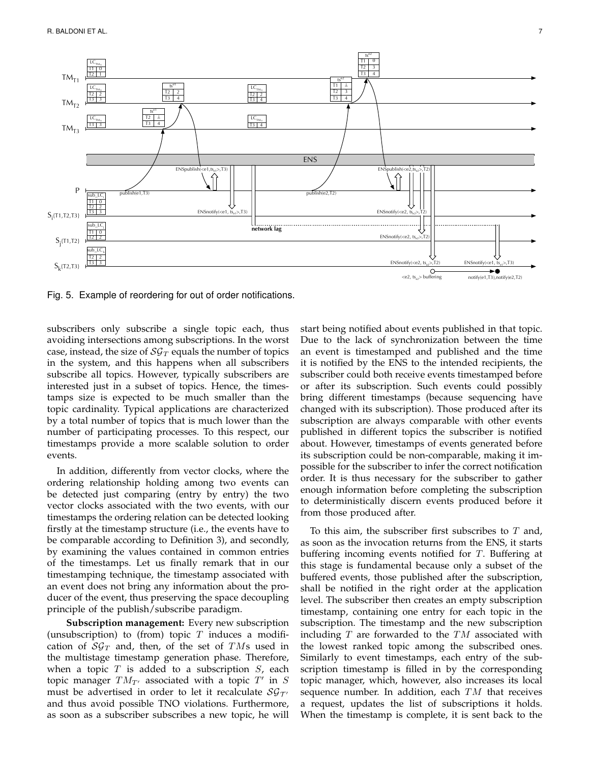Fig. 5. Example of reordering for out of order notifications.

subscribers only subscribe a single topic each, thus avoiding intersections among subscriptions. In the worst case, instead, the size of $\mathcal{SG}_T$ equals the number of topics in the system, and this happens when all subscribers subscribe all topics. However, typically subscribers are interested just in a subset of topics. Hence, the timestamps size is expected to be much smaller than the topic cardinality. Typical applications are characterized by a total number of topics that is much lower than the number of participating processes. To this respect, our timestamps provide a more scalable solution to order events.

In addition, differently from vector clocks, where the ordering relationship holding among two events can be detected just comparing (entry by entry) the two vector clocks associated with the two events, with our timestamps the ordering relation can be detected looking firstly at the timestamp structure (i.e., the events have to be comparable according to Definition 3), and secondly, by examining the values contained in common entries of the timestamps. Let us finally remark that in our timestamping technique, the timestamp associated with an event does not bring any information about the producer of the event, thus preserving the space decoupling principle of the publish/subscribe paradigm.

**Subscription management:** Every new subscription (unsubscription) to (from) topic $T$ induces a modification of $\mathcal{SG}_T$ and, then, of the set of $TM$s used in the multistage timestamp generation phase. Therefore, when a topic $T$ is added to a subscription $S$, each topic manager $TM_{T'}$ associated with a topic $T'$ in $S$ must be advertised in order to let it recalculate $\mathcal{SG}_{T'}$ and thus avoid possible TNO violations. Furthermore, as soon as a subscriber subscribes a new topic, he will start being notified about events published in that topic. Due to the lack of synchronization between the time an event is timestamped and published and the time it is notified by the ENS to the intended recipients, the subscriber could both receive events timestamped before or after its subscription. Such events could possibly bring different timestamps (because sequencing have changed with its subscription). Those produced after its subscription are always comparable with other events published in different topics the subscriber is notified about. However, timestamps of events generated before its subscription could be non-comparable, making it impossible for the subscriber to infer the correct notification order. It is thus necessary for the subscriber to gather enough information before completing the subscription to deterministically discern events produced before it from those produced after.

To this aim, the subscriber first subscribes to $T$ and, as soon as the invocation returns from the ENS, it starts buffering incoming events notified for $T$. Buffering at this stage is fundamental because only a subset of the buffered events, those published after the subscription, shall be notified in the right order at the application level. The subscriber then creates an empty subscription timestamp, containing one entry for each topic in the subscription. The timestamp and the new subscription including $T$ are forwarded to the $TM$ associated with the lowest ranked topic among the subscribed ones. Similarly to event timestamps, each entry of the subscription timestamp is filled in by the corresponding topic manager, which, however, also increases its local sequence number. In addition, each $TM$ that receives a request, updates the list of subscriptions it holds. When the timestamp is complete, it is sent back to the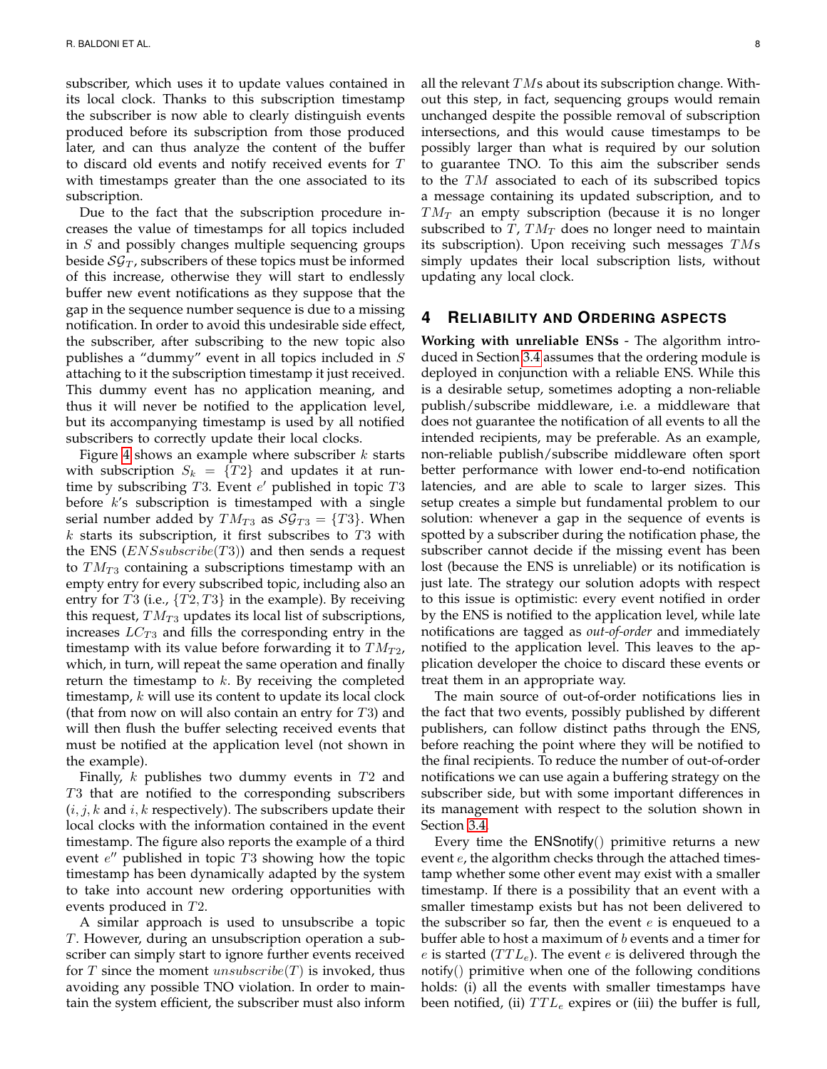subscriber, which uses it to update values contained in its local clock. Thanks to this subscription timestamp the subscriber is now able to clearly distinguish events produced before its subscription from those produced later, and can thus analyze the content of the buffer to discard old events and notify received events for $T$ with timestamps greater than the one associated to its subscription.

Due to the fact that the subscription procedure increases the value of timestamps for all topics included in $S$ and possibly changes multiple sequencing groups beside $\mathcal{SG}_T$, subscribers of these topics must be informed of this increase, otherwise they will start to endlessly buffer new event notifications as they suppose that the gap in the sequence number sequence is due to a missing notification. In order to avoid this undesirable side effect, the subscriber, after subscribing to the new topic also publishes a "dummy" event in all topics included in $S$ attaching to it the subscription timestamp it just received. This dummy event has no application meaning, and thus it will never be notified to the application level, but its accompanying timestamp is used by all notified subscribers to correctly update their local clocks.

Figure 4 shows an example where subscriber $k$ starts with subscription $S_k = \{T2\}$ and updates it at runtime by subscribing $T3$. Event $e'$ published in topic $T3$ before $k$'s subscription is timestamped with a single serial number added by $TM_{T3}$ as $\mathcal{SG}_{T3} = \{T3\}$. When $k$ starts its subscription, it first subscribes to $T3$ with the ENS ($ENSsubscribe(T3)$) and then sends a request to $TM_{T3}$ containing a subscriptions timestamp with an empty entry for every subscribed topic, including also an entry for $T3$ (i.e., $\{T2, T3\}$ in the example). By receiving this request, $TM_{T3}$ updates its local list of subscriptions, increases $LC_{T3}$ and fills the corresponding entry in the timestamp with its value before forwarding it to $TM_{T2}$, which, in turn, will repeat the same operation and finally return the timestamp to $k$. By receiving the completed timestamp, $k$ will use its content to update its local clock (that from now on will also contain an entry for $T3$) and will then flush the buffer selecting received events that must be notified at the application level (not shown in the example).

Finally, $k$ publishes two dummy events in $T2$ and $T3$ that are notified to the corresponding subscribers ($i, j, k$ and $i, k$ respectively). The subscribers update their local clocks with the information contained in the event timestamp. The figure also reports the example of a third event $e''$ published in topic $T3$ showing how the topic timestamp has been dynamically adapted by the system to take into account new ordering opportunities with events produced in $T2$.

A similar approach is used to unsubscribe a topic $T$. However, during an unsubscription operation a subscriber can simply start to ignore further events received for $T$ since the moment $unsubscribe(T)$ is invoked, thus avoiding any possible TNO violation. In order to maintain the system efficient, the subscriber must also inform all the relevant $TM$s about its subscription change. Without this step, in fact, sequencing groups would remain unchanged despite the possible removal of subscription intersections, and this would cause timestamps to be possibly larger than what is required by our solution to guarantee TNO. To this aim the subscriber sends to the $TM$ associated to each of its subscribed topics a message containing its updated subscription, and to $TM_T$ an empty subscription (because it is no longer subscribed to $T$, $TM_T$ does no longer need to maintain its subscription). Upon receiving such messages $TM$s simply updates their local subscription lists, without updating any local clock.

# 4 Reliability and Ordering Aspects

**Working with unreliable ENSs** - The algorithm introduced in Section 3.4 assumes that the ordering module is deployed in conjunction with a reliable ENS. While this is a desirable setup, sometimes adopting a non-reliable publish/subscribe middleware, i.e. a middleware that does not guarantee the notification of all events to all the intended recipients, may be preferable. As an example, non-reliable publish/subscribe middleware often sport better performance with lower end-to-end notification latencies, and are able to scale to larger sizes. This setup creates a simple but fundamental problem to our solution: whenever a gap in the sequence of events is spotted by a subscriber during the notification phase, the subscriber cannot decide if the missing event has been lost (because the ENS is unreliable) or its notification is just late. The strategy our solution adopts with respect to this issue is optimistic: every event notified in order by the ENS is notified to the application level, while late notifications are tagged as *out-of-order* and immediately notified to the application level. This leaves to the application developer the choice to discard these events or treat them in an appropriate way.

The main source of out-of-order notifications lies in the fact that two events, possibly published by different publishers, can follow distinct paths through the ENS, before reaching the point where they will be notified to the final recipients. To reduce the number of out-of-order notifications we can use again a buffering strategy on the subscriber side, but with some important differences in its management with respect to the solution shown in Section 3.4.

Every time the ENSnotify() primitive returns a new event $e$, the algorithm checks through the attached timestamp whether some other event may exist with a smaller timestamp. If there is a possibility that an event with a smaller timestamp exists but has not been delivered to the subscriber so far, then the event $e$ is enqueued to a buffer able to host a maximum of $b$ events and a timer for $e$ is started ($TTL_e$). The event $e$ is delivered through the notify() primitive when one of the following conditions holds: (i) all the events with smaller timestamps have been notified, (ii) $TTL_e$ expires or (iii) the buffer is full,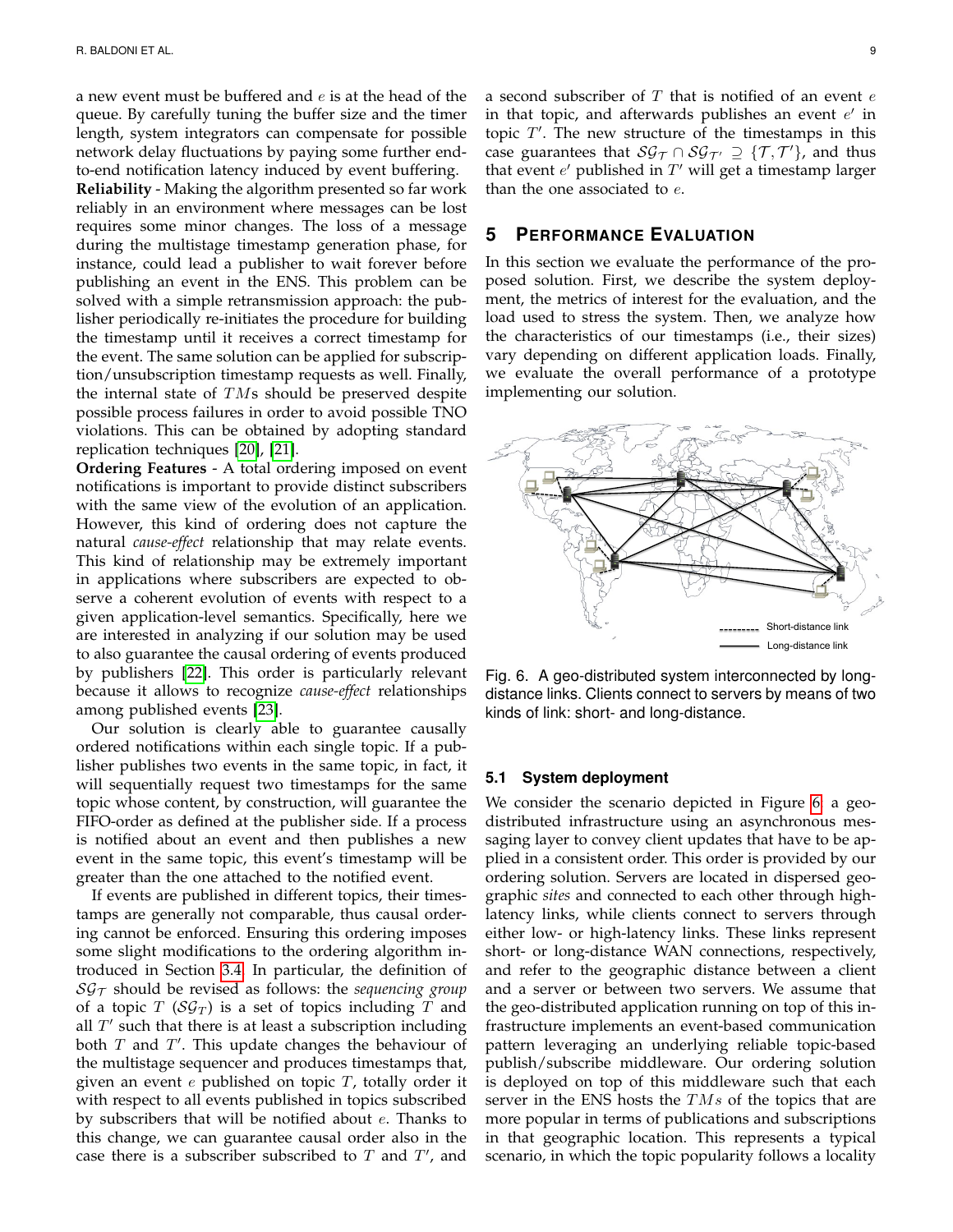a new event must be buffered and $e$ is at the head of the queue. By carefully tuning the buffer size and the timer length, system integrators can compensate for possible network delay fluctuations by paying some further end-to-end notification latency induced by event buffering.

**Reliability** - Making the algorithm presented so far work reliably in an environment where messages can be lost requires some minor changes. The loss of a message during the multistage timestamp generation phase, for instance, could lead a publisher to wait forever before publishing an event in the ENS. This problem can be solved with a simple retransmission approach: the publisher periodically re-initiates the procedure for building the timestamp until it receives a correct timestamp for the event. The same solution can be applied for subscription/unsubscription timestamp requests as well. Finally, the internal state of $TM$s should be preserved despite possible process failures in order to avoid possible TNO violations. This can be obtained by adopting standard replication techniques [20], [21].

**Ordering Features** - A total ordering imposed on event notifications is important to provide distinct subscribers with the same view of the evolution of an application. However, this kind of ordering does not capture the natural *cause-effect* relationship that may relate events. This kind of relationship may be extremely important in applications where subscribers are expected to observe a coherent evolution of events with respect to a given application-level semantics. Specifically, here we are interested in analyzing if our solution may be used to also guarantee the causal ordering of events produced by publishers [22]. This order is particularly relevant because it allows to recognize *cause-effect* relationships among published events [23].

Our solution is clearly able to guarantee causally ordered notifications within each single topic. If a publisher publishes two events in the same topic, in fact, it will sequentially request two timestamps for the same topic whose content, by construction, will guarantee the FIFO-order as defined at the publisher side. If a process is notified about an event and then publishes a new event in the same topic, this event's timestamp will be greater than the one attached to the notified event.

If events are published in different topics, their timestamps are generally not comparable, thus causal ordering cannot be enforced. Ensuring this ordering imposes some slight modifications to the ordering algorithm introduced in Section 3.4. In particular, the definition of $\mathcal{SG}_T$ should be revised as follows: the *sequencing group* of a topic $T$ ($\mathcal{SG}_T$) is a set of topics including $T$ and all $T'$ such that there is at least a subscription including both $T$ and $T'$. This update changes the behaviour of the multistage sequencer and produces timestamps that, given an event $e$ published on topic $T$, totally order it with respect to all events published in topics subscribed by subscribers that will be notified about $e$. Thanks to this change, we can guarantee causal order also in the case there is a subscriber subscribed to $T$ and $T'$, and a second subscriber of $T$ that is notified of an event $e$ in that topic, and afterwards publishes an event $e'$ in topic $T'$. The new structure of the timestamps in this case guarantees that $\mathcal{SG}_{\mathcal{T}} \cap \mathcal{SG}_{\mathcal{T}'} \supseteq \{\mathcal{T}, \mathcal{T}'\}$, and thus that event $e'$ published in $T'$ will get a timestamp larger than the one associated to $e$.

## 5 Performance Evaluation

In this section we evaluate the performance of the proposed solution. First, we describe the system deployment, the metrics of interest for the evaluation, and the load used to stress the system. Then, we analyze how the characteristics of our timestamps (i.e., their sizes) vary depending on different application loads. Finally, we evaluate the overall performance of a prototype implementing our solution.

Fig. 6. A geo-distributed system interconnected by long-distance links. Clients connect to servers by means of two kinds of link: short- and long-distance.

### 5.1 System deployment

We consider the scenario depicted in Figure 6: a geo-distributed infrastructure using an asynchronous messaging layer to convey client updates that have to be applied in a consistent order. This order is provided by our ordering solution. Servers are located in dispersed geographic *sites* and connected to each other through high-latency links, while clients connect to servers through either low- or high-latency links. These links represent short- or long-distance WAN connections, respectively, and refer to the geographic distance between a client and a server or between two servers. We assume that the geo-distributed application running on top of this infrastructure implements an event-based communication pattern leveraging an underlying reliable topic-based publish/subscribe middleware. Our ordering solution is deployed on top of this middleware such that each server in the ENS hosts the $TM$s of the topics that are more popular in terms of publications and subscriptions in that geographic location. This represents a typical scenario, in which the topic popularity follows a locality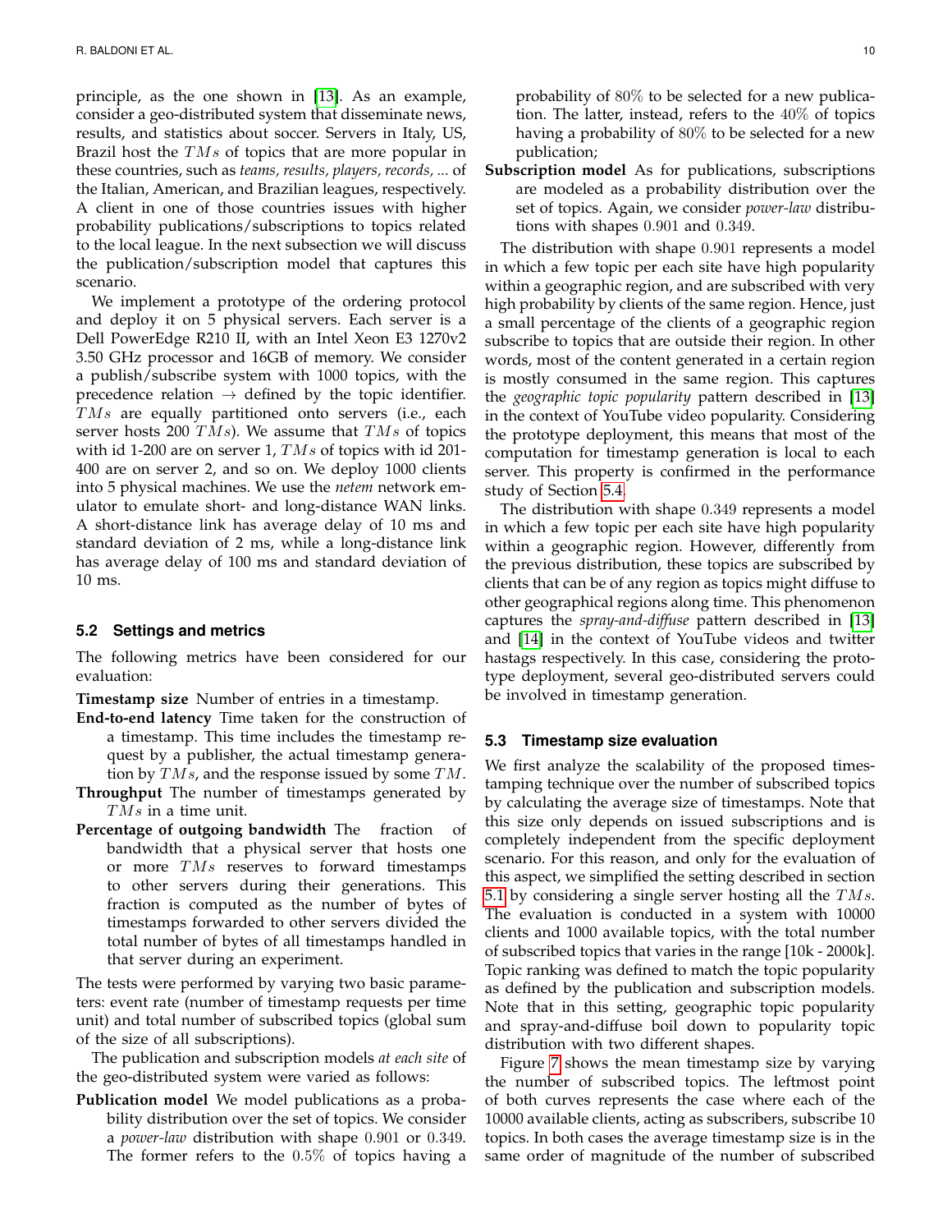principle, as the one shown in [13]. As an example, consider a geo-distributed system that disseminate news, results, and statistics about soccer. Servers in Italy, US, Brazil host the $TMs$ of topics that are more popular in these countries, such as *teams, results, players, records, ...* of the Italian, American, and Brazilian leagues, respectively. A client in one of those countries issues with higher probability publications/subscriptions to topics related to the local league. In the next subsection we will discuss the publication/subscription model that captures this scenario.

We implement a prototype of the ordering protocol and deploy it on 5 physical servers. Each server is a Dell PowerEdge R210 II, with an Intel Xeon E3 1270v2 3.50 GHz processor and 16GB of memory. We consider a publish/subscribe system with 1000 topics, with the precedence relation $\rightarrow$ defined by the topic identifier. $TMs$ are equally partitioned onto servers (i.e., each server hosts 200 $TMs$). We assume that $TMs$ of topics with id 1-200 are on server 1, $TMs$ of topics with id 201-400 are on server 2, and so on. We deploy 1000 clients into 5 physical machines. We use the *netem* network emulator to emulate short- and long-distance WAN links. A short-distance link has average delay of 10 ms and standard deviation of 2 ms, while a long-distance link has average delay of 100 ms and standard deviation of 10 ms.

### 5.2 Settings and metrics

The following metrics have been considered for our evaluation:

**Timestamp size** Number of entries in a timestamp.

**End-to-end latency** Time taken for the construction of a timestamp. This time includes the timestamp request by a publisher, the actual timestamp generation by $TMs$, and the response issued by some $TM$.

**Throughput** The number of timestamps generated by $TMs$ in a time unit.

**Percentage of outgoing bandwidth** The fraction of bandwidth that a physical server that hosts one or more $TMs$ reserves to forward timestamps to other servers during their generations. This fraction is computed as the number of bytes of timestamps forwarded to other servers divided the total number of bytes of all timestamps handled in that server during an experiment.

The tests were performed by varying two basic parameters: event rate (number of timestamp requests per time unit) and total number of subscribed topics (global sum of the size of all subscriptions).

The publication and subscription models *at each site* of the geo-distributed system were varied as follows:

**Publication model** We model publications as a probability distribution over the set of topics. We consider a *power-law* distribution with shape $0.901$ or $0.349$. The former refers to the $0.5\%$ of topics having a probability of $80\%$ to be selected for a new publication. The latter, instead, refers to the $40\%$ of topics having a probability of $80\%$ to be selected for a new publication;

**Subscription model** As for publications, subscriptions are modeled as a probability distribution over the set of topics. Again, we consider *power-law* distributions with shapes $0.901$ and $0.349$.

The distribution with shape $0.901$ represents a model in which a few topic per each site have high popularity within a geographic region, and are subscribed with very high probability by clients of the same region. Hence, just a small percentage of the clients of a geographic region subscribe to topics that are outside their region. In other words, most of the content generated in a certain region is mostly consumed in the same region. This captures the *geographic topic popularity* pattern described in [13] in the context of YouTube video popularity. Considering the prototype deployment, this means that most of the computation for timestamp generation is local to each server. This property is confirmed in the performance study of Section 5.4.

The distribution with shape $0.349$ represents a model in which a few topic per each site have high popularity within a geographic region. However, differently from the previous distribution, these topics are subscribed by clients that can be of any region as topics might diffuse to other geographical regions along time. This phenomenon captures the *spray-and-diffuse* pattern described in [13] and [14] in the context of YouTube videos and twitter hastags respectively. In this case, considering the prototype deployment, several geo-distributed servers could be involved in timestamp generation.

### 5.3 Timestamp size evaluation

We first analyze the scalability of the proposed timestamping technique over the number of subscribed topics by calculating the average size of timestamps. Note that this size only depends on issued subscriptions and is completely independent from the specific deployment scenario. For this reason, and only for the evaluation of this aspect, we simplified the setting described in section 5.1 by considering a single server hosting all the $TMs$. The evaluation is conducted in a system with 10000 clients and 1000 available topics, with the total number of subscribed topics that varies in the range [10k - 2000k]. Topic ranking was defined to match the topic popularity as defined by the publication and subscription models. Note that in this setting, geographic topic popularity and spray-and-diffuse boil down to popularity topic distribution with two different shapes.

Figure 7 shows the mean timestamp size by varying the number of subscribed topics. The leftmost point of both curves represents the case where each of the 10000 available clients, acting as subscribers, subscribe 10 topics. In both cases the average timestamp size is in the same order of magnitude of the number of subscribed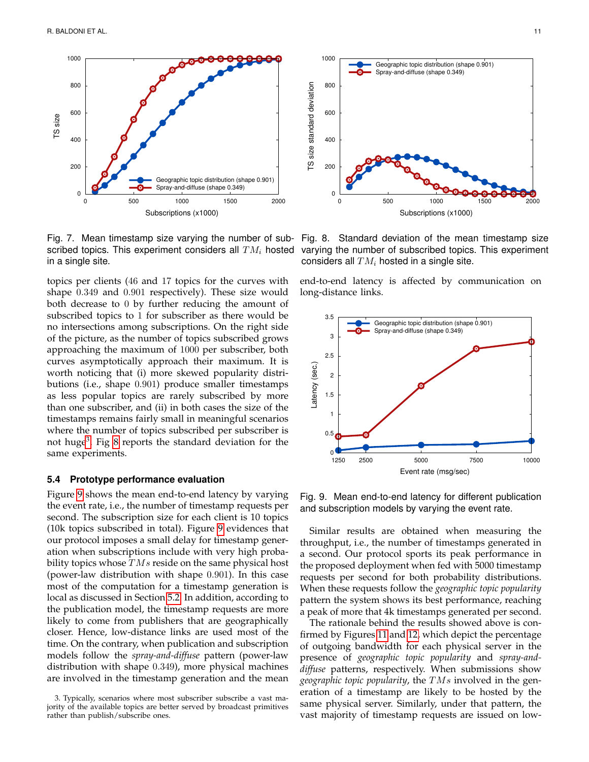Fig. 7. Mean timestamp size varying the number of subscribed topics. This experiment considers all $TM_i$ hosted in a single site.

Fig. 8. Standard deviation of the mean timestamp size varying the number of subscribed topics. This experiment considers all $TM_i$ hosted in a single site.

topics per clients (46 and 17 topics for the curves with shape 0.349 and 0.901 respectively). These size would both decrease to 0 by further reducing the amount of subscribed topics to 1 for subscriber as there would be no intersections among subscriptions. On the right side of the picture, as the number of topics subscribed grows approaching the maximum of 1000 per subscriber, both curves asymptotically approach their maximum. It is worth noticing that (i) more skewed popularity distributions (i.e., shape 0.901) produce smaller timestamps as less popular topics are rarely subscribed by more than one subscriber, and (ii) in both cases the size of the timestamps remains fairly small in meaningful scenarios where the number of topics subscribed per subscriber is not huge[3]. Fig 8 reports the standard deviation for the same experiments.

### 5.4 Prototype performance evaluation

Figure 9 shows the mean end-to-end latency by varying the event rate, i.e., the number of timestamp requests per second. The subscription size for each client is 10 topics (10k topics subscribed in total). Figure 9 evidences that our protocol imposes a small delay for timestamp generation when subscriptions include with very high probability topics whose $TMs$ reside on the same physical host (power-law distribution with shape 0.901). In this case most of the computation for a timestamp generation is local as discussed in Section 5.2. In addition, according to the publication model, the timestamp requests are more likely to come from publishers that are geographically closer. Hence, low-distance links are used most of the time. On the contrary, when publication and subscription models follow the *spray-and-diffuse* pattern (power-law distribution with shape 0.349), more physical machines are involved in the timestamp generation and the mean end-to-end latency is affected by communication on long-distance links.

Fig. 9. Mean end-to-end latency for different publication and subscription models by varying the event rate.

Similar results are obtained when measuring the throughput, i.e., the number of timestamps generated in a second. Our protocol sports its peak performance in the proposed deployment when fed with 5000 timestamp requests per second for both probability distributions. When these requests follow the *geographic topic popularity* pattern the system shows its best performance, reaching a peak of more that 4k timestamps generated per second.

The rationale behind the results showed above is confirmed by Figures 11 and 12, which depict the percentage of outgoing bandwidth for each physical server in the presence of *geographic topic popularity* and *spray-and-diffuse* patterns, respectively. When submissions show *geographic topic popularity*, the $TMs$ involved in the generation of a timestamp are likely to be hosted by the same physical server. Similarly, under that pattern, the vast majority of timestamp requests are issued on low-

3. Typically, scenarios where most subscriber subscribe a vast majority of the available topics are better served by broadcast primitives rather than publish/subscribe ones.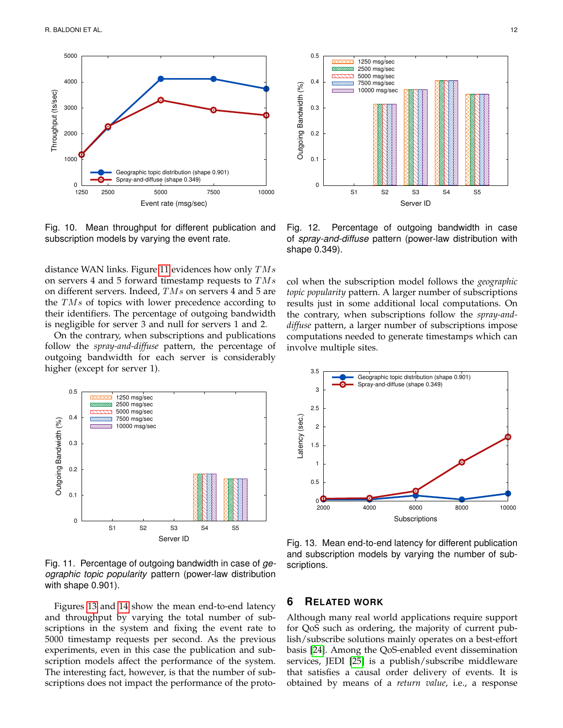Fig. 10. Mean throughput for different publication and subscription models by varying the event rate.

distance WAN links. Figure 11 evidences how only $TMs$ on servers 4 and 5 forward timestamp requests to $TMs$ on different servers. Indeed, $TMs$ on servers 4 and 5 are the $TMs$ of topics with lower precedence according to their identifiers. The percentage of outgoing bandwidth is negligible for server 3 and null for servers 1 and 2.

On the contrary, when subscriptions and publications follow the *spray-and-diffuse* pattern, the percentage of outgoing bandwidth for each server is considerably higher (except for server 1).

Fig. 11. Percentage of outgoing bandwidth in case of *geographic topic popularity* pattern (power-law distribution with shape 0.901).

Figures 13 and 14 show the mean end-to-end latency and throughput by varying the total number of subscriptions in the system and fixing the event rate to 5000 timestamp requests per second. As the previous experiments, even in this case the publication and subscription models affect the performance of the system. The interesting fact, however, is that the number of subscriptions does not impact the performance of the protocol when the subscription model follows the *geographic topic popularity* pattern. A larger number of subscriptions results just in some additional local computations. On the contrary, when subscriptions follow the *spray-and-diffuse* pattern, a larger number of subscriptions impose computations needed to generate timestamps which can involve multiple sites.

Fig. 12. Percentage of outgoing bandwidth in case of *spray-and-diffuse* pattern (power-law distribution with shape 0.349).

Fig. 13. Mean end-to-end latency for different publication and subscription models by varying the number of subscriptions.

## 6 Related Work

Although many real world applications require support for QoS such as ordering, the majority of current publish/subscribe solutions mainly operates on a best-effort basis [24]. Among the QoS-enabled event dissemination services, JEDI [25] is a publish/subscribe middleware that satisfies a causal order delivery of events. It is obtained by means of a *return value*, i.e., a response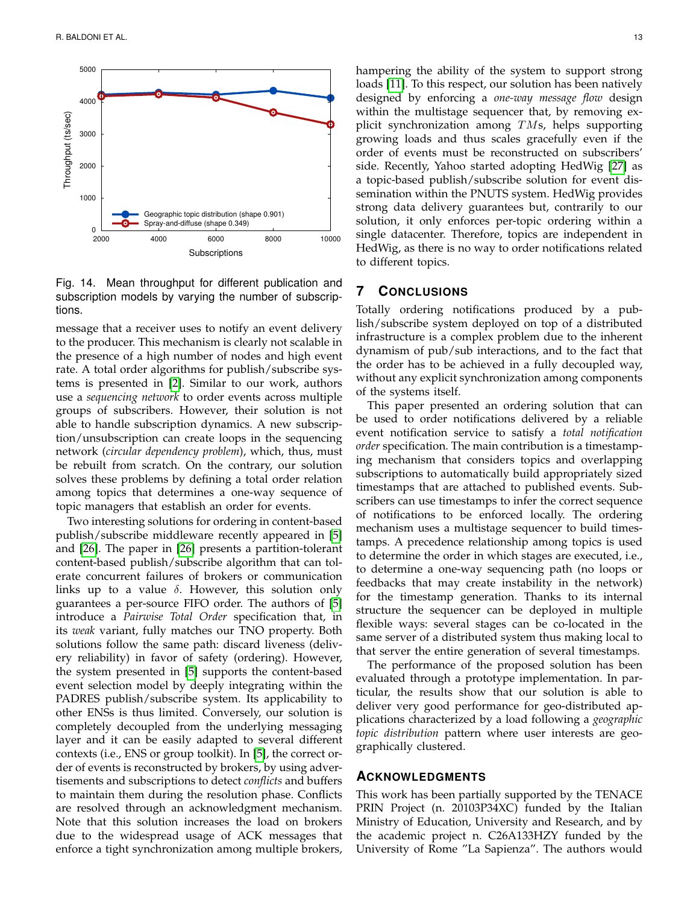Fig. 14. Mean throughput for different publication and subscription models by varying the number of subscriptions.

message that a receiver uses to notify an event delivery to the producer. This mechanism is clearly not scalable in the presence of a high number of nodes and high event rate. A total order algorithms for publish/subscribe systems is presented in [2]. Similar to our work, authors use a *sequencing network* to order events across multiple groups of subscribers. However, their solution is not able to handle subscription dynamics. A new subscription/unsubscription can create loops in the sequencing network (*circular dependency problem*), which, thus, must be rebuilt from scratch. On the contrary, our solution solves these problems by defining a total order relation among topics that determines a one-way sequence of topic managers that establish an order for events.

Two interesting solutions for ordering in content-based publish/subscribe middleware recently appeared in [5] and [26]. The paper in [26] presents a partition-tolerant content-based publish/subscribe algorithm that can tolerate concurrent failures of brokers or communication links up to a value $\delta$. However, this solution only guarantees a per-source FIFO order. The authors of [5] introduce a *Pairwise Total Order* specification that, in its *weak* variant, fully matches our TNO property. Both solutions follow the same path: discard liveness (delivery reliability) in favor of safety (ordering). However, the system presented in [5] supports the content-based event selection model by deeply integrating within the PADRES publish/subscribe system. Its applicability to other ENSs is thus limited. Conversely, our solution is completely decoupled from the underlying messaging layer and it can be easily adapted to several different contexts (i.e., ENS or group toolkit). In [5], the correct order of events is reconstructed by brokers, by using advertisements and subscriptions to detect *conflicts* and buffers to maintain them during the resolution phase. Conflicts are resolved through an acknowledgment mechanism. Note that this solution increases the load on brokers due to the widespread usage of ACK messages that enforce a tight synchronization among multiple brokers, hampering the ability of the system to support strong loads [11]. To this respect, our solution has been natively designed by enforcing a *one-way message flow* design within the multistage sequencer that, by removing explicit synchronization among $TM$s, helps supporting growing loads and thus scales gracefully even if the order of events must be reconstructed on subscribers' side. Recently, Yahoo started adopting HedWig [27] as a topic-based publish/subscribe solution for event dissemination within the PNUTS system. HedWig provides strong data delivery guarantees but, contrarily to our solution, it only enforces per-topic ordering within a single datacenter. Therefore, topics are independent in HedWig, as there is no way to order notifications related to different topics.

## 7 Conclusions

Totally ordering notifications produced by a publish/subscribe system deployed on top of a distributed infrastructure is a complex problem due to the inherent dynamism of pub/sub interactions, and to the fact that the order has to be achieved in a fully decoupled way, without any explicit synchronization among components of the systems itself.

This paper presented an ordering solution that can be used to order notifications delivered by a reliable event notification service to satisfy a *total notification order* specification. The main contribution is a timestamping mechanism that considers topics and overlapping subscriptions to automatically build appropriately sized timestamps that are attached to published events. Subscribers can use timestamps to infer the correct sequence of notifications to be enforced locally. The ordering mechanism uses a multistage sequencer to build timestamps. A precedence relationship among topics is used to determine the order in which stages are executed, i.e., to determine a one-way sequencing path (no loops or feedbacks that may create instability in the network) for the timestamp generation. Thanks to its internal structure the sequencer can be deployed in multiple flexible ways: several stages can be co-located in the same server of a distributed system thus making local to that server the entire generation of several timestamps.

The performance of the proposed solution has been evaluated through a prototype implementation. In particular, the results show that our solution is able to deliver very good performance for geo-distributed applications characterized by a load following a *geographic topic distribution* pattern where user interests are geographically clustered.

## Acknowledgments

This work has been partially supported by the TENACE PRIN Project (n. 20103P34XC) funded by the Italian Ministry of Education, University and Research, and by the academic project n. C26A133HZY funded by the University of Rome "La Sapienza". The authors would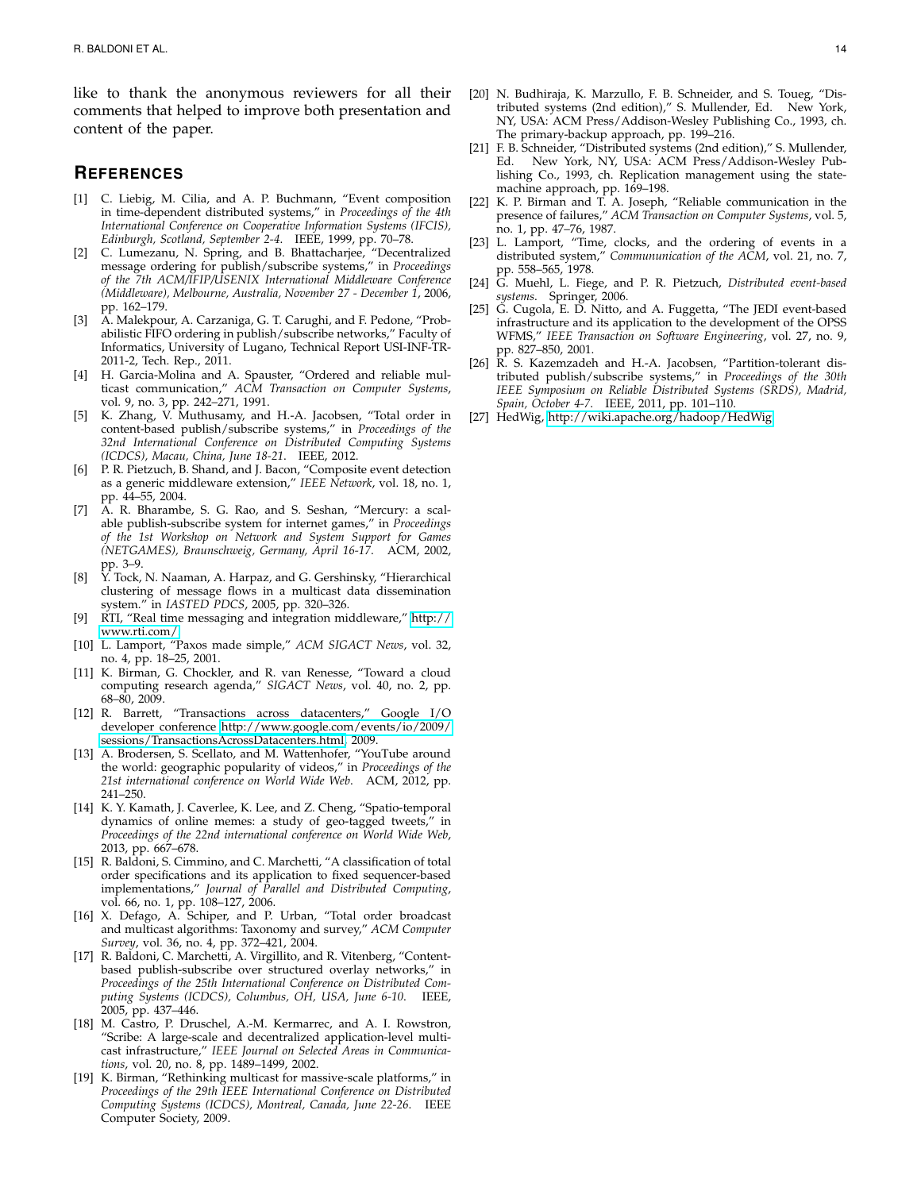like to thank the anonymous reviewers for all their comments that helped to improve both presentation and content of the paper.

## References

[1] C. Liebig, M. Cilia, and A. P. Buchmann, "Event composition in time-dependent distributed systems," in *Proceedings of the 4th International Conference on Cooperative Information Systems (IFCIS), Edinburgh, Scotland, September 2-4*. IEEE, 1999, pp. 70–78.

[2] C. Lumezanu, N. Spring, and B. Bhattacharjee, "Decentralized message ordering for publish/subscribe systems," in *Proceedings of the 7th ACM/IFIP/USENIX International Middleware Conference (Middleware), Melbourne, Australia, November 27 - December 1*, 2006, pp. 162–179.

[3] A. Malekpour, A. Carzaniga, G. T. Carughi, and F. Pedone, "Probabilistic FIFO ordering in publish/subscribe networks," Faculty of Informatics, University of Lugano, Technical Report USI-INF-TR-2011-2, Tech. Rep., 2011.

[4] H. Garcia-Molina and A. Spauster, "Ordered and reliable multicast communication," *ACM Transaction on Computer Systems*, vol. 9, no. 3, pp. 242–271, 1991.

[5] K. Zhang, V. Muthusamy, and H.-A. Jacobsen, "Total order in content-based publish/subscribe systems," in *Proceedings of the 32nd International Conference on Distributed Computing Systems (ICDCS), Macau, China, June 18-21*. IEEE, 2012.

[6] P. R. Pietzuch, B. Shand, and J. Bacon, "Composite event detection as a generic middleware extension," *IEEE Network*, vol. 18, no. 1, pp. 44–55, 2004.

[7] A. R. Bharambe, S. G. Rao, and S. Seshan, "Mercury: a scalable publish-subscribe system for internet games," in *Proceedings of the 1st Workshop on Network and System Support for Games (NETGAMES), Braunschweig, Germany, April 16-17*. ACM, 2002, pp. 3–9.

[8] Y. Tock, N. Naaman, A. Harpaz, and G. Gershinsky, "Hierarchical clustering of message flows in a multicast data dissemination system." in *IASTED PDCS*, 2005, pp. 320–326.

[9] RTI, "Real time messaging and integration middleware," http://www.rti.com/.

[10] L. Lamport, "Paxos made simple," *ACM SIGACT News*, vol. 32, no. 4, pp. 18–25, 2001.

[11] K. Birman, G. Chockler, and R. van Renesse, "Toward a cloud computing research agenda," *SIGACT News*, vol. 40, no. 2, pp. 68–80, 2009.

[12] R. Barrett, "Transactions across datacenters," Google I/O developer conference http://www.google.com/events/io/2009/sessions/TransactionsAcrossDatacenters.html, 2009.

[13] A. Brodersen, S. Scellato, and M. Wattenhofer, "YouTube around the world: geographic popularity of videos," in *Proceedings of the 21st international conference on World Wide Web*. ACM, 2012, pp. 241–250.

[14] K. Y. Kamath, J. Caverlee, K. Lee, and Z. Cheng, "Spatio-temporal dynamics of online memes: a study of geo-tagged tweets," in *Proceedings of the 22nd international conference on World Wide Web*, 2013, pp. 667–678.

[15] R. Baldoni, S. Cimmino, and C. Marchetti, "A classification of total order specifications and its application to fixed sequencer-based implementations," *Journal of Parallel and Distributed Computing*, vol. 66, no. 1, pp. 108–127, 2006.

[16] X. Defago, A. Schiper, and P. Urban, "Total order broadcast and multicast algorithms: Taxonomy and survey," *ACM Computer Survey*, vol. 36, no. 4, pp. 372–421, 2004.

[17] R. Baldoni, C. Marchetti, A. Virgillito, and R. Vitenberg, "Content-based publish-subscribe over structured overlay networks," in *Proceedings of the 25th International Conference on Distributed Computing Systems (ICDCS), Columbus, OH, USA, June 6-10*. IEEE, 2005, pp. 437–446.

[18] M. Castro, P. Druschel, A.-M. Kermarrec, and A. I. Rowstron, "Scribe: A large-scale and decentralized application-level multicast infrastructure," *IEEE Journal on Selected Areas in Communications*, vol. 20, no. 8, pp. 1489–1499, 2002.

[19] K. Birman, "Rethinking multicast for massive-scale platforms," in *Proceedings of the 29th IEEE International Conference on Distributed Computing Systems (ICDCS), Montreal, Canada, June 22-26*. IEEE Computer Society, 2009.

[20] N. Budhiraja, K. Marzullo, F. B. Schneider, and S. Toueg, "Distributed systems (2nd edition)," S. Mullender, Ed. New York, NY, USA: ACM Press/Addison-Wesley Publishing Co., 1993, ch. The primary-backup approach, pp. 199–216.

[21] F. B. Schneider, "Distributed systems (2nd edition)," S. Mullender, Ed. New York, NY, USA: ACM Press/Addison-Wesley Publishing Co., 1993, ch. Replication management using the state-machine approach, pp. 169–198.

[22] K. P. Birman and T. A. Joseph, "Reliable communication in the presence of failures," *ACM Transaction on Computer Systems*, vol. 5, no. 1, pp. 47–76, 1987.

[23] L. Lamport, "Time, clocks, and the ordering of events in a distributed system," *Communication of the ACM*, vol. 21, no. 7, pp. 558–565, 1978.

[24] G. Muehl, L. Fiege, and P. R. Pietzuch, *Distributed event-based systems*. Springer, 2006.

[25] G. Cugola, E. D. Nitto, and A. Fuggetta, "The JEDI event-based infrastructure and its application to the development of the OPSS WFMS," *IEEE Transaction on Software Engineering*, vol. 27, no. 9, pp. 827–850, 2001.

[26] R. S. Kazemzadeh and H.-A. Jacobsen, "Partition-tolerant distributed publish/subscribe systems," in *Proceedings of the 30th IEEE Symposium on Reliable Distributed Systems (SRDS), Madrid, Spain, October 4-7*. IEEE, 2011, pp. 101–110.

[27] HedWig, http://wiki.apache.org/hadoop/HedWig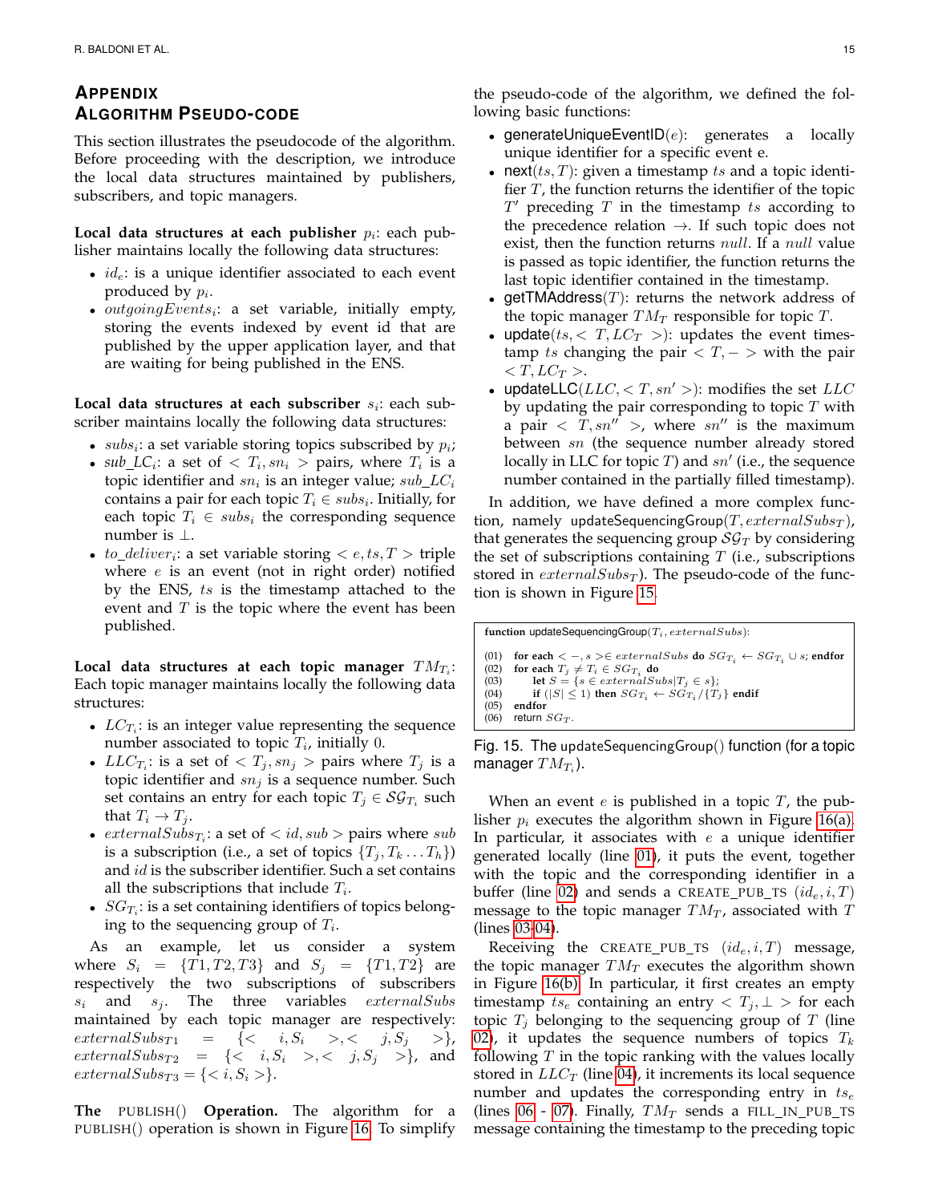# APPENDIX
# ALGORITHM PSEUDO-CODE

This section illustrates the pseudocode of the algorithm. Before proceeding with the description, we introduce the local data structures maintained by publishers, subscribers, and topic managers.

**Local data structures at each publisher** $p_i$: each publisher maintains locally the following data structures:

- $id_e$: is a unique identifier associated to each event produced by $p_i$.
- $outgoingEvents_i$: a set variable, initially empty, storing the events indexed by event id that are published by the upper application layer, and that are waiting for being published in the ENS.

**Local data structures at each subscriber** $s_i$: each subscriber maintains locally the following data structures:

- $subs_i$: a set variable storing topics subscribed by $p_i$;
- $sub\_LC_i$: a set of $< T_i, sn_i >$ pairs, where $T_i$ is a topic identifier and $sn_i$ is an integer value; $sub\_LC_i$ contains a pair for each topic $T_i \in subs_i$. Initially, for each topic $T_i \in subs_i$ the corresponding sequence number is $\perp$.
- $to\_deliver_i$: a set variable storing $< e, ts, T >$ triple where $e$ is an event (not in right order) notified by the ENS, $ts$ is the timestamp attached to the event and $T$ is the topic where the event has been published.

**Local data structures at each topic manager** $TM_{T_i}$: Each topic manager maintains locally the following data structures:

- $LC_{T_i}$: is an integer value representing the sequence number associated to topic $T_i$, initially 0.
- $LLC_{T_i}$: is a set of $< T_j, sn_j >$ pairs where $T_j$ is a topic identifier and $sn_j$ is a sequence number. Such set contains an entry for each topic $T_j \in \mathcal{SG}_{T_i}$ such that $T_i \rightarrow T_j$.
- $externalSubs_{T_i}$: a set of $< id, sub >$ pairs where $sub$ is a subscription (i.e., a set of topics $\{T_j, T_k \dots T_h\}$) and $id$ is the subscriber identifier. Such a set contains all the subscriptions that include $T_i$.
- $SG_{T_i}$: is a set containing identifiers of topics belonging to the sequencing group of $T_i$.

As an example, let us consider a system where $S_i = \{T1, T2, T3\}$ and $S_j = \{T1, T2\}$ are respectively the two subscriptions of subscribers $s_i$ and $s_j$. The three variables $externalSubs$ maintained by each topic manager are respectively: $externalSubs_{T1} = \{< i, S_i >, < j, S_j >\}$, $externalSubs_{T2} = \{< i, S_i >, < j, S_j >\}$, and $externalSubs_{T3} = \{< i, S_i >\}$.

**The** PUBLISH() **Operation.** The algorithm for a PUBLISH() operation is shown in Figure 16. To simplify the pseudo-code of the algorithm, we defined the following basic functions:

- generateUniqueEventID($e$): generates a locally unique identifier for a specific event e.
- next($ts, T$): given a timestamp $ts$ and a topic identifier $T$, the function returns the identifier of the topic $T'$ preceding $T$ in the timestamp $ts$ according to the precedence relation $\rightarrow$. If such topic does not exist, then the function returns $null$. If a $null$ value is passed as topic identifier, the function returns the last topic identifier contained in the timestamp.
- getTMAddress($T$): returns the network address of the topic manager $TM_T$ responsible for topic $T$.
- update($ts, < T, LC_T >$): updates the event timestamp $ts$ changing the pair $< T, - >$ with the pair $< T, LC_T >$.
- updateLLC($LLC, < T, sn' >$): modifies the set $LLC$ by updating the pair corresponding to topic $T$ with a pair $< T, sn'' >$, where $sn''$ is the maximum between $sn$ (the sequence number already stored locally in LLC for topic $T$) and $sn'$ (i.e., the sequence number contained in the partially filled timestamp).

In addition, we have defined a more complex function, namely updateSequencingGroup($T, externalSubs_T$), that generates the sequencing group $\mathcal{SG}_T$ by considering the set of subscriptions containing $T$ (i.e., subscriptions stored in $externalSubs_T$). The pseudo-code of the function is shown in Figure 15.

```
function updateSequencingGroup(T_i, externalSubs):

(01)  for each < -, s > ∈ externalSubs do SG_{T_i} ← SG_{T_i} ∪ s; endfor
(02)  for each T_j ≠ T_i ∈ SG_{T_i} do
(03)      let S = {s ∈ externalSubs | T_j ∈ s};
(04)      if (|S| ≤ 1) then SG_{T_i} ← SG_{T_i} / {T_j} endif
(05)  endfor
(06)  return SG_T.
```

Fig. 15. The updateSequencingGroup() function (for a topic manager $TM_{T_i}$).

When an event $e$ is published in a topic $T$, the publisher $p_i$ executes the algorithm shown in Figure 16(a). In particular, it associates with $e$ a unique identifier generated locally (line 01), it puts the event, together with the topic and the corresponding identifier in a buffer (line 02) and sends a CREATE_PUB_TS $(id_e, i, T)$ message to the topic manager $TM_T$, associated with $T$ (lines 03-04).

Receiving the CREATE_PUB_TS $(id_e, i, T)$ message, the topic manager $TM_T$ executes the algorithm shown in Figure 16(b). In particular, it first creates an empty timestamp $ts_e$ containing an entry $< T_j, \perp >$ for each topic $T_j$ belonging to the sequencing group of $T$ (line 02), it updates the sequence numbers of topics $T_k$ following $T$ in the topic ranking with the values locally stored in $LLC_T$ (line 04), it increments its local sequence number and updates the corresponding entry in $ts_e$ (lines 06 - 07). Finally, $TM_T$ sends a FILL_IN_PUB_TS message containing the timestamp to the preceding topic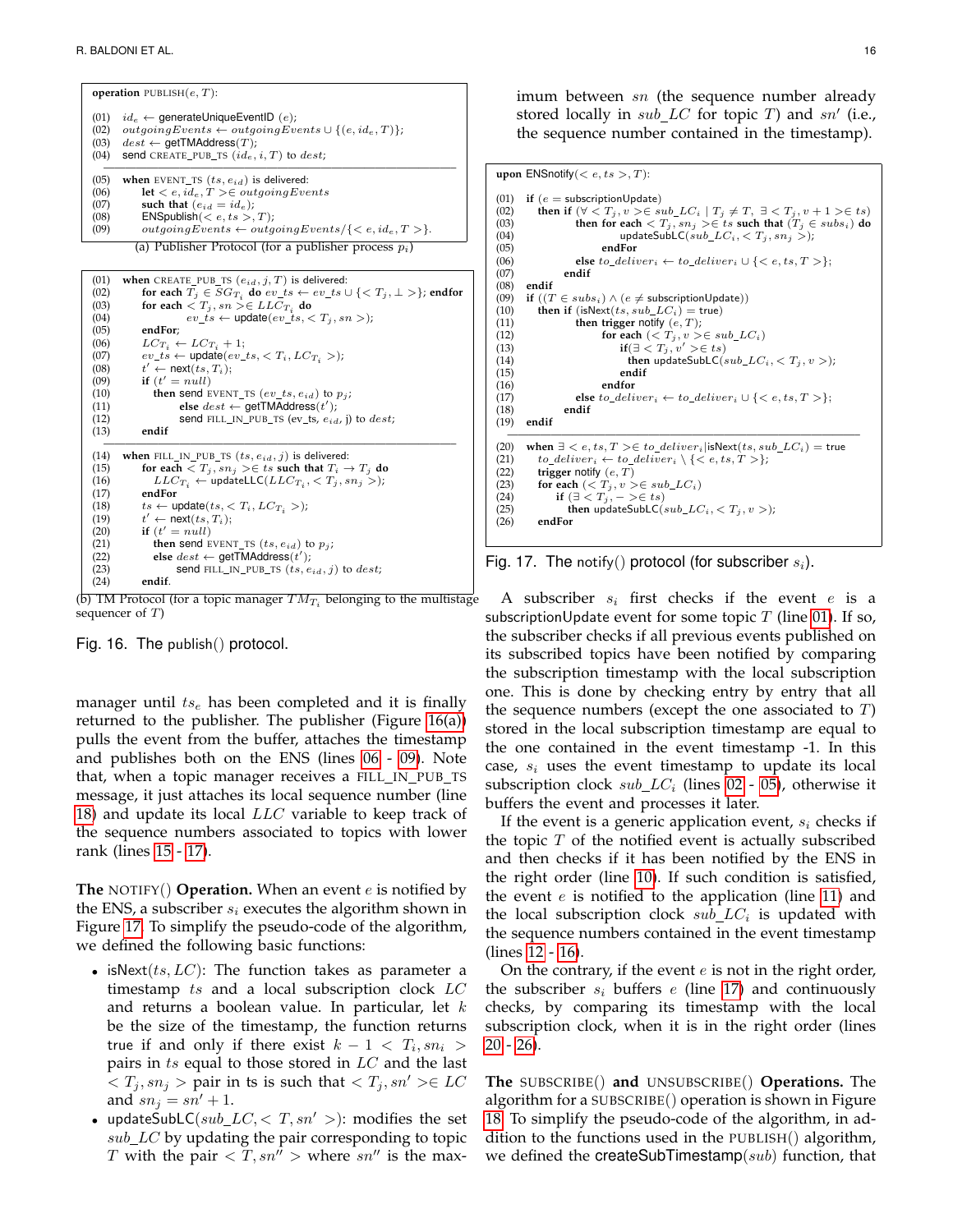**operation** PUBLISH$(e, T)$:

```
(01)  id_e ← generateUniqueEventID (e);
(02)  outgoingEvents ← outgoingEvents ∪ {(e, id_e, T)};
(03)  dest ← getTMAddress(T);
(04)  send CREATE_PUB_TS (id_e, i, T) to dest;
---------------------------------------------------------------
(05)  when EVENT_TS (ts, e_id) is delivered:
(06)     let < e, id_e, T >∈ outgoingEvents
(07)     such that (e_id = id_e);
(08)     ENSpublish(< e, ts >, T);
(09)     outgoingEvents ← outgoingEvents/{< e, id_e, T >}.
```

(a) Publisher Protocol (for a publisher process $p_i$)

```
(01)  when CREATE_PUB_TS (e_id, j, T) is delivered:
(02)     for each T_j ∈ SG_{T_i} do ev_ts ← ev_ts ∪ {< T_j, ⊥ >}; endfor
(03)     for each < T_j, sn >∈ LLC_{T_i} do
(04)           ev_ts ← update(ev_ts, < T_j, sn >);
(05)     endFor;
(06)     LC_{T_i} ← LC_{T_i} + 1;
(07)     ev_ts ← update(ev_ts, < T_i, LC_{T_i} >);
(08)     t' ← next(ts, T_i);
(09)     if (t' = null)
(10)        then send EVENT_TS (ev_ts, e_id) to p_j;
(11)           else dest ← getTMAddress(t');
(12)           send FILL_IN_PUB_TS (ev_ts, e_id, j) to dest;
(13)     endif
---------------------------------------------------------------
(14)  when FILL_IN_PUB_TS (ts, e_id, j) is delivered:
(15)     for each < T_j, sn_j >∈ ts such that T_i → T_j do
(16)        LLC_{T_i} ← updateLLC(LLC_{T_i}, < T_j, sn_j >);
(17)     endFor
(18)     ts ← update(ts, < T_i, LC_{T_i} >);
(19)     t' ← next(ts, T_i);
(20)     if (t' = null)
(21)        then send EVENT_TS (ts, e_id) to p_j;
(22)        else dest ← getTMAddress(t');
(23)           send FILL_IN_PUB_TS (ts, e_id, j) to dest;
(24)     endif.
```

(b) TM Protocol (for a topic manager $TM_{T_i}$ belonging to the multistage sequencer of $T$)

Fig. 16. The publish() protocol.

manager until $ts_e$ has been completed and it is finally returned to the publisher. The publisher (Figure 16(a)) pulls the event from the buffer, attaches the timestamp and publishes both on the ENS (lines 06 - 09). Note that, when a topic manager receives a FILL_IN_PUB_TS message, it just attaches its local sequence number (line 18) and update its local $LLC$ variable to keep track of the sequence numbers associated to topics with lower rank (lines 15 - 17).

**The** NOTIFY() **Operation.** When an event $e$ is notified by the ENS, a subscriber $s_i$ executes the algorithm shown in Figure 17. To simplify the pseudo-code of the algorithm, we defined the following basic functions:

- isNext$(ts, LC)$: The function takes as parameter a timestamp $ts$ and a local subscription clock $LC$ and returns a boolean value. In particular, let $k$ be the size of the timestamp, the function returns true if and only if there exist $k-1 < T_i, sn_i >$ pairs in $ts$ equal to those stored in $LC$ and the last $< T_j, sn_j >$ pair in ts is such that $< T_j, sn' > \in LC$ and $sn_j = sn' + 1$.
- updateSubLC$(sub\_LC, < T, sn' >)$: modifies the set $sub\_LC$ by updating the pair corresponding to topic $T$ with the pair $< T, sn'' >$ where $sn''$ is the maximum between $sn$ (the sequence number already stored locally in $sub\_LC$ for topic $T$) and $sn'$ (i.e., the sequence number contained in the timestamp).

**upon** ENSnotify$(< e, ts >, T)$:

```
(01)  if (e = subscriptionUpdate)
(02)     then if (∀ < T_j, v >∈ sub_LC_i | T_j ≠ T, ∃ < T_j, v + 1 >∈ ts)
(03)        then for each < T_j, sn_j >∈ ts such that (T_j ∈ subs_i) do
(04)              updateSubLC(sub_LC_i, < T_j, sn_j >);
(05)           endFor
(06)        else to_deliver_i ← to_deliver_i ∪ {< e, ts, T >};
(07)     endif
(08)  endif
(09)  if ((T ∈ subs_i) ∧ (e ≠ subscriptionUpdate))
(10)     then if (isNext(ts, sub_LC_i) = true)
(11)        then trigger notify (e, T);
(12)           for each (< T_j, v >∈ sub_LC_i)
(13)              if(∃ < T_j, v' >∈ ts)
(14)                 then updateSubLC(sub_LC_i, < T_j, v >);
(15)              endif
(16)           endfor
(17)        else to_deliver_i ← to_deliver_i ∪ {< e, ts, T >};
(18)     endif
(19)  endif
---------------------------------------------------------------
(20)  when ∃ < e, ts, T >∈ to_deliver_i|isNext(ts, sub_LC_i) = true
(21)     to_deliver_i ← to_deliver_i \ {< e, ts, T >};
(22)     trigger notify (e, T)
(23)     for each (< T_j, v >∈ sub_LC_i)
(24)        if (∃ < T_j, − >∈ ts)
(25)           then updateSubLC(sub_LC_i, < T_j, v >);
(26)     endFor
```

Fig. 17. The notify() protocol (for subscriber $s_i$).

A subscriber $s_i$ first checks if the event $e$ is a subscriptionUpdate event for some topic $T$ (line 01). If so, the subscriber checks if all previous events published on its subscribed topics have been notified by comparing the subscription timestamp with the local subscription one. This is done by checking entry by entry that all the sequence numbers (except the one associated to $T$) stored in the local subscription timestamp are equal to the one contained in the event timestamp -1. In this case, $s_i$ uses the event timestamp to update its local subscription clock $sub\_LC_i$ (lines 02 - 05), otherwise it buffers the event and processes it later.

If the event is a generic application event, $s_i$ checks if the topic $T$ of the notified event is actually subscribed and then checks if it has been notified by the ENS in the right order (line 10). If such condition is satisfied, the event $e$ is notified to the application (line 11) and the local subscription clock $sub\_LC_i$ is updated with the sequence numbers contained in the event timestamp (lines 12 - 16).

On the contrary, if the event $e$ is not in the right order, the subscriber $s_i$ buffers $e$ (line 17) and continuously checks, by comparing its timestamp with the local subscription clock, when it is in the right order (lines 20 - 26).

**The** SUBSCRIBE() **and** UNSUBSCRIBE() **Operations.** The algorithm for a SUBSCRIBE() operation is shown in Figure 18. To simplify the pseudo-code of the algorithm, in addition to the functions used in the PUBLISH() algorithm, we defined the createSubTimestamp$(sub)$ function, that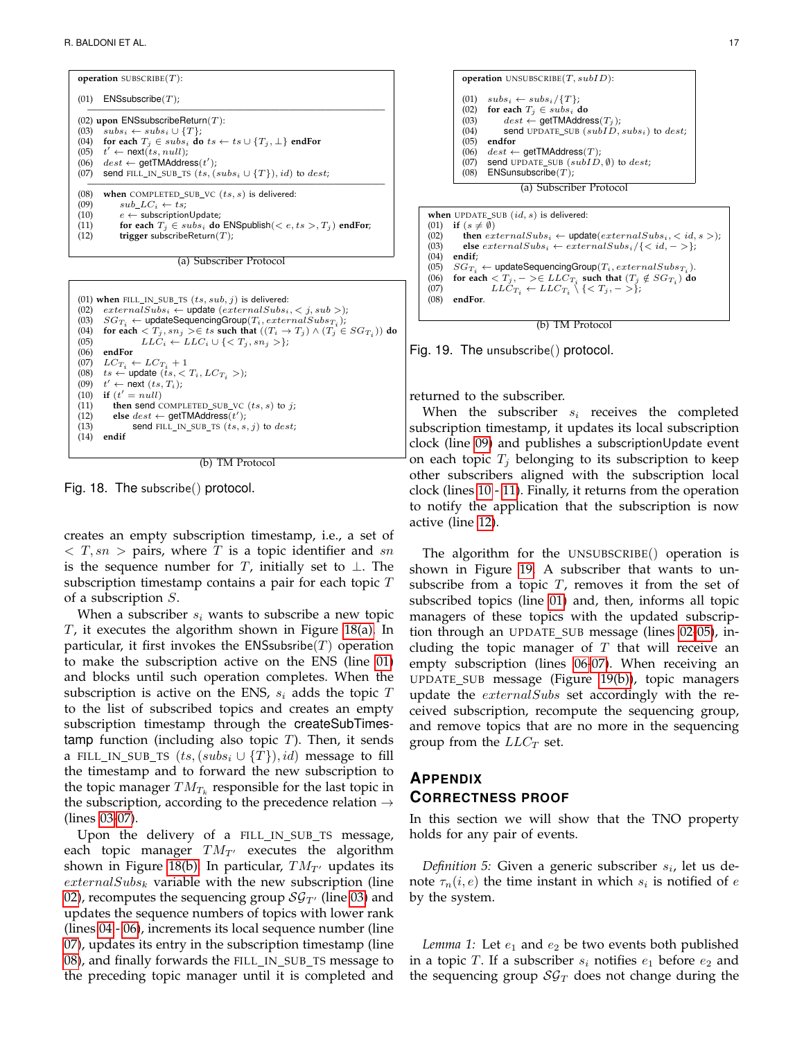```
operation SUBSCRIBE(T):

(01)  ENSsubscribe(T);
─────────────────────────────────────────────
(02) upon ENSsubscribeReturn(T):
(03)   subs_i ← subs_i ∪ {T};
(04)   for each T_j ∈ subs_i do ts ← ts ∪ {T_j, ⊥} endFor
(05)   t' ← next(ts, null);
(06)   dest ← getTMAddress(t');
(07)   send FILL_IN_SUB_TS (ts, (subs_i ∪ {T}), id) to dest;
─────────────────────────────────────────────
(08)  when COMPLETED_SUB_VC (ts, s) is delivered:
(09)     sub_LC_i ← ts;
(10)     e ← subscriptionUpdate;
(11)     for each T_j ∈ subs_i do ENSpublish(< e, ts >, T_j) endFor;
(12)     trigger subscribeReturn(T);
```

(a) Subscriber Protocol

```
(01) when FILL_IN_SUB_TS (ts, sub, j) is delivered:
(02)   externalSubs_i ← update (externalSubs_i, < j, sub >);
(03)   SG_{T_i} ← updateSequencingGroup(T_i, externalSubs_{T_i});
(04)   for each < T_j, sn_j >∈ ts such that ((T_i → T_j) ∧ (T_j ∈ SG_{T_i})) do
(05)        LLC_i ← LLC_i ∪ {< T_j, sn_j >};
(06)   endFor
(07)   LC_{T_i} ← LC_{T_i} + 1
(08)   ts ← update (ts, < T_i, LC_{T_i} >);
(09)   t' ← next (ts, T_i);
(10)   if (t' = null)
(11)     then send COMPLETED_SUB_VC (ts, s) to j;
(12)     else dest ← getTMAddress(t');
(13)          send FILL_IN_SUB_TS (ts, s, j) to dest;
(14)   endif
```

(b) TM Protocol

Fig. 18. The subscribe() protocol.

creates an empty subscription timestamp, i.e., a set of $< T, sn >$ pairs, where $T$ is a topic identifier and $sn$ is the sequence number for $T$, initially set to $\perp$. The subscription timestamp contains a pair for each topic $T$ of a subscription $S$.

When a subscriber $s_i$ wants to subscribe a new topic $T$, it executes the algorithm shown in Figure 18(a). In particular, it first invokes the ENSsubsribe($T$) operation to make the subscription active on the ENS (line 01) and blocks until such operation completes. When the subscription is active on the ENS, $s_i$ adds the topic $T$ to the list of subscribed topics and creates an empty subscription timestamp through the createSubTimestamp function (including also topic $T$). Then, it sends a FILL_IN_SUB_TS $(ts, (subs_i \cup \{T\}), id)$ message to fill the timestamp and to forward the new subscription to the topic manager $TM_{T_k}$ responsible for the last topic in the subscription, according to the precedence relation $\rightarrow$ (lines 03-07).

Upon the delivery of a FILL_IN_SUB_TS message, each topic manager $TM_{T'}$ executes the algorithm shown in Figure 18(b). In particular, $TM_{T'}$ updates its $externalSubs_k$ variable with the new subscription (line 02), recomputes the sequencing group $\mathcal{SG}_{T'}$ (line 03) and updates the sequence numbers of topics with lower rank (lines 04 - 06), increments its local sequence number (line 07), updates its entry in the subscription timestamp (line 08), and finally forwards the FILL_IN_SUB_TS message to the preceding topic manager until it is completed and returned to the subscriber.

When the subscriber $s_i$ receives the completed subscription timestamp, it updates its local subscription clock (line 09) and publishes a subscriptionUpdate event on each topic $T_j$ belonging to its subscription to keep other subscribers aligned with the subscription local clock (lines 10 - 11). Finally, it returns from the operation to notify the application that the subscription is now active (line 12).

```
operation UNSUBSCRIBE(T, subID):

(01)  subs_i ← subs_i/{T};
(02)  for each T_j ∈ subs_i do
(03)       dest ← getTMAddress(T_j);
(04)       send UPDATE_SUB (subID, subs_i) to dest;
(05)  endfor
(06)  dest ← getTMAddress(T);
(07)  send UPDATE_SUB (subID, ∅) to dest;
(08)  ENSunsubscribe(T);
```

(a) Subscriber Protocol

```
when UPDATE_SUB (id, s) is delivered:
(01)  if (s ≠ ∅)
(02)     then externalSubs_i ← update(externalSubs_i, < id, s >);
(03)     else externalSubs_i ← externalSubs_i/{< id, − >};
(04)  endif;
(05)  SG_{T_i} ← updateSequencingGroup(T_i, externalSubs_{T_i}).
(06)  for each < T_j, − >∈ LLC_{T_i} such that (T_j ∉ SG_{T_i}) do
(07)        LLC_{T_i} ← LLC_{T_i} \ {< T_j, − >};
(08)  endFor.
```

(b) TM Protocol

Fig. 19. The unsubscribe() protocol.

The algorithm for the UNSUBSCRIBE() operation is shown in Figure 19. A subscriber that wants to unsubscribe from a topic $T$, removes it from the set of subscribed topics (line 01) and, then, informs all topic managers of these topics with the updated subscription through an UPDATE_SUB message (lines 02-05), including the topic manager of $T$ that will receive an empty subscription (lines 06-07). When receiving an UPDATE_SUB message (Figure 19(b)), topic managers update the $externalSubs$ set accordingly with the received subscription, recompute the sequencing group, and remove topics that are no more in the sequencing group from the $LLC_T$ set.

## APPENDIX
## CORRECTNESS PROOF

In this section we will show that the TNO property holds for any pair of events.

*Definition 5:* Given a generic subscriber $s_i$, let us denote $\tau_n(i, e)$ the time instant in which $s_i$ is notified of $e$ by the system.

*Lemma 1:* Let $e_1$ and $e_2$ be two events both published in a topic $T$. If a subscriber $s_i$ notifies $e_1$ before $e_2$ and the sequencing group $\mathcal{SG}_T$ does not change during the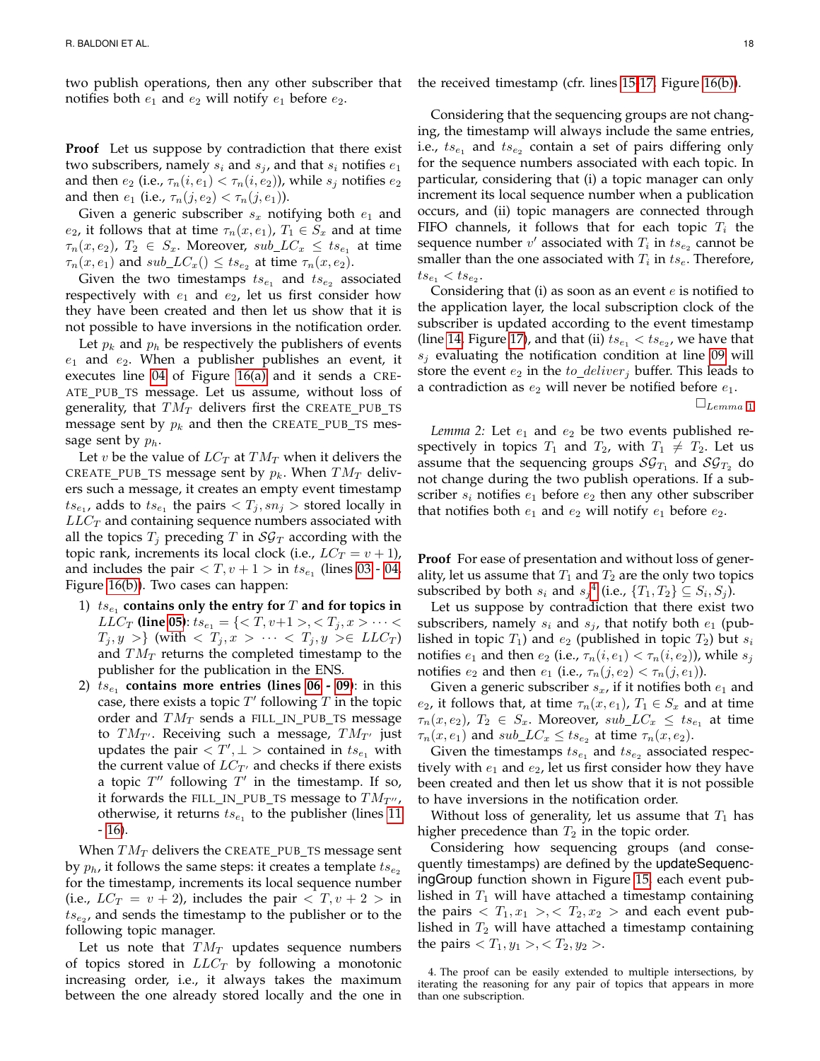two publish operations, then any other subscriber that notifies both $e_1$ and $e_2$ will notify $e_1$ before $e_2$.

**Proof** Let us suppose by contradiction that there exist two subscribers, namely $s_i$ and $s_j$, and that $s_i$ notifies $e_1$ and then $e_2$ (i.e., $\tau_n(i,e_1) < \tau_n(i,e_2)$), while $s_j$ notifies $e_2$ and then $e_1$ (i.e., $\tau_n(j,e_2) < \tau_n(j,e_1)$).

Given a generic subscriber $s_x$ notifying both $e_1$ and $e_2$, it follows that at time $\tau_n(x,e_1)$, $T_1 \in S_x$ and at time $\tau_n(x,e_2)$, $T_2 \in S_x$. Moreover, $sub\_LC_x \leq ts_{e_1}$ at time $\tau_n(x,e_1)$ and $sub\_LC_x() \leq ts_{e_2}$ at time $\tau_n(x,e_2)$.

Given the two timestamps $ts_{e_1}$ and $ts_{e_2}$ associated respectively with $e_1$ and $e_2$, let us first consider how they have been created and then let us show that it is not possible to have inversions in the notification order.

Let $p_k$ and $p_h$ be respectively the publishers of events $e_1$ and $e_2$. When a publisher publishes an event, it executes line 04 of Figure 16(a) and it sends a CREATE_PUB_TS message. Let us assume, without loss of generality, that $TM_T$ delivers first the CREATE_PUB_TS message sent by $p_k$ and then the CREATE_PUB_TS message sent by $p_h$.

Let $v$ be the value of $LC_T$ at $TM_T$ when it delivers the CREATE_PUB_TS message sent by $p_k$. When $TM_T$ delivers such a message, it creates an empty event timestamp $ts_{e_1}$, adds to $ts_{e_1}$ the pairs $< T_j, sn_j >$ stored locally in $LLC_T$ and containing sequence numbers associated with all the topics $T_j$ preceding $T$ in $\mathcal{SG}_T$ according with the topic rank, increments its local clock (i.e., $LC_T = v+1$), and includes the pair $< T, v+1 >$ in $ts_{e_1}$ (lines 03 - 04, Figure 16(b)). Two cases can happen:

1) **$ts_{e_1}$ contains only the entry for $T$ and for topics in $LLC_T$ (line 05)**: $ts_{e_1} = \{< T, v+1 >, < T_j, x > \cdots < T_j, y >\}$ (with $< T_j, x > \cdots < T_j, y > \in LLC_T$) and $TM_T$ returns the completed timestamp to the publisher for the publication in the ENS.
2) **$ts_{e_1}$ contains more entries (lines 06 - 09)**: in this case, there exists a topic $T'$ following $T$ in the topic order and $TM_T$ sends a FILL_IN_PUB_TS message to $TM_{T'}$. Receiving such a message, $TM_{T'}$ just updates the pair $< T', \perp >$ contained in $ts_{e_1}$ with the current value of $LC_{T'}$ and checks if there exists a topic $T''$ following $T'$ in the timestamp. If so, it forwards the FILL_IN_PUB_TS message to $TM_{T''}$, otherwise, it returns $ts_{e_1}$ to the publisher (lines 11 - 16).

When $TM_T$ delivers the CREATE_PUB_TS message sent by $p_h$, it follows the same steps: it creates a template $ts_{e_2}$ for the timestamp, increments its local sequence number (i.e., $LC_T = v+2$), includes the pair $< T, v+2 >$ in $ts_{e_2}$, and sends the timestamp to the publisher or to the following topic manager.

Let us note that $TM_T$ updates sequence numbers of topics stored in $LLC_T$ by following a monotonic increasing order, i.e., it always takes the maximum between the one already stored locally and the one in the received timestamp (cfr. lines 15-17, Figure 16(b)).

Considering that the sequencing groups are not changing, the timestamp will always include the same entries, i.e., $ts_{e_1}$ and $ts_{e_2}$ contain a set of pairs differing only for the sequence numbers associated with each topic. In particular, considering that (i) a topic manager can only increment its local sequence number when a publication occurs, and (ii) topic managers are connected through FIFO channels, it follows that for each topic $T_i$ the sequence number $v'$ associated with $T_i$ in $ts_{e_2}$ cannot be smaller than the one associated with $T_i$ in $ts_e$. Therefore, $ts_{e_1} < ts_{e_2}$.

Considering that (i) as soon as an event $e$ is notified to the application layer, the local subscription clock of the subscriber is updated according to the event timestamp (line 14, Figure 17), and that (ii) $ts_{e_1} < ts_{e_2}$, we have that $s_j$ evaluating the notification condition at line 09 will store the event $e_2$ in the $to\_deliver_j$ buffer. This leads to a contradiction as $e_2$ will never be notified before $e_1$.

$\square_{Lemma\ 1}$

*Lemma 2:* Let $e_1$ and $e_2$ be two events published respectively in topics $T_1$ and $T_2$, with $T_1 \neq T_2$. Let us assume that the sequencing groups $\mathcal{SG}_{T_1}$ and $\mathcal{SG}_{T_2}$ do not change during the two publish operations. If a subscriber $s_i$ notifies $e_1$ before $e_2$ then any other subscriber that notifies both $e_1$ and $e_2$ will notify $e_1$ before $e_2$.

**Proof** For ease of presentation and without loss of generality, let us assume that $T_1$ and $T_2$ are the only two topics subscribed by both $s_i$ and $s_j$[4] (i.e., $\{T_1, T_2\} \subseteq S_i, S_j$).

Let us suppose by contradiction that there exist two subscribers, namely $s_i$ and $s_j$, that notify both $e_1$ (published in topic $T_1$) and $e_2$ (published in topic $T_2$) but $s_i$ notifies $e_1$ and then $e_2$ (i.e., $\tau_n(i,e_1) < \tau_n(i,e_2)$), while $s_j$ notifies $e_2$ and then $e_1$ (i.e., $\tau_n(j,e_2) < \tau_n(j,e_1)$).

Given a generic subscriber $s_x$, if it notifies both $e_1$ and $e_2$, it follows that, at time $\tau_n(x,e_1)$, $T_1 \in S_x$ and at time $\tau_n(x,e_2)$, $T_2 \in S_x$. Moreover, $sub\_LC_x \leq ts_{e_1}$ at time $\tau_n(x,e_1)$ and $sub\_LC_x \leq ts_{e_2}$ at time $\tau_n(x,e_2)$.

Given the timestamps $ts_{e_1}$ and $ts_{e_2}$ associated respectively with $e_1$ and $e_2$, let us first consider how they have been created and then let us show that it is not possible to have inversions in the notification order.

Without loss of generality, let us assume that $T_1$ has higher precedence than $T_2$ in the topic order.

Considering how sequencing groups (and consequently timestamps) are defined by the updateSequencingGroup function shown in Figure 15, each event published in $T_1$ will have attached a timestamp containing the pairs $< T_1, x_1 >, < T_2, x_2 >$ and each event published in $T_2$ will have attached a timestamp containing the pairs $< T_1, y_1 >, < T_2, y_2 >$.

4. The proof can be easily extended to multiple intersections, by iterating the reasoning for any pair of topics that appears in more than one subscription.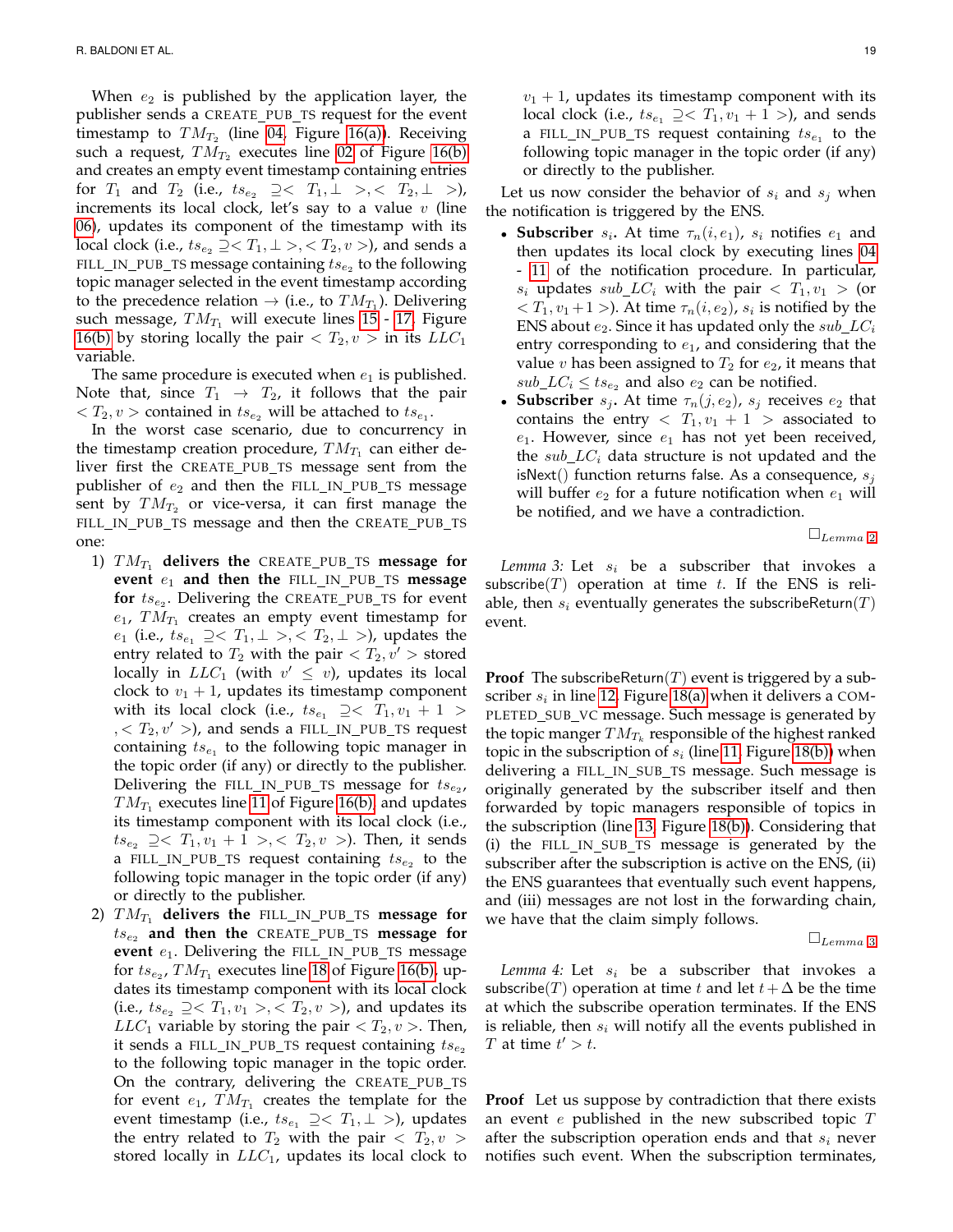When $e_2$ is published by the application layer, the publisher sends a CREATE_PUB_TS request for the event timestamp to $TM_{T_2}$ (line 04, Figure 16(a)). Receiving such a request, $TM_{T_2}$ executes line 02 of Figure 16(b) and creates an empty event timestamp containing entries for $T_1$ and $T_2$ (i.e., $ts_{e_2} \supseteq < T_1, \perp >, < T_2, \perp >$), increments its local clock, let's say to a value $v$ (line 06), updates its component of the timestamp with its local clock (i.e., $ts_{e_2} \supseteq < T_1, \perp >, < T_2, v >$), and sends a FILL_IN_PUB_TS message containing $ts_{e_2}$ to the following topic manager selected in the event timestamp according to the precedence relation $\rightarrow$ (i.e., to $TM_{T_1}$). Delivering such message, $TM_{T_1}$ will execute lines 15 - 17, Figure 16(b) by storing locally the pair $< T_2, v >$ in its $LLC_1$ variable.

The same procedure is executed when $e_1$ is published. Note that, since $T_1 \rightarrow T_2$, it follows that the pair $< T_2, v >$ contained in $ts_{e_2}$ will be attached to $ts_{e_1}$.

In the worst case scenario, due to concurrency in the timestamp creation procedure, $TM_{T_1}$ can either deliver first the CREATE_PUB_TS message sent from the publisher of $e_2$ and then the FILL_IN_PUB_TS message sent by $TM_{T_2}$ or vice-versa, it can first manage the FILL_IN_PUB_TS message and then the CREATE_PUB_TS one:

1) **$TM_{T_1}$ delivers the CREATE_PUB_TS message for event $e_1$ and then the FILL_IN_PUB_TS message for $ts_{e_2}$.** Delivering the CREATE_PUB_TS for event $e_1$, $TM_{T_1}$ creates an empty event timestamp for $e_1$ (i.e., $ts_{e_1} \supseteq < T_1, \perp >, < T_2, \perp >$), updates the entry related to $T_2$ with the pair $< T_2, v' >$ stored locally in $LLC_1$ (with $v' \leq v$), updates its local clock to $v_1 + 1$, updates its timestamp component with its local clock (i.e., $ts_{e_1} \supseteq < T_1, v_1 + 1 >, < T_2, v' >$), and sends a FILL_IN_PUB_TS request containing $ts_{e_1}$ to the following topic manager in the topic order (if any) or directly to the publisher. Delivering the FILL_IN_PUB_TS message for $ts_{e_2}$, $TM_{T_1}$ executes line 11 of Figure 16(b), and updates its timestamp component with its local clock (i.e., $ts_{e_2} \supseteq < T_1, v_1 + 1 >, < T_2, v >$). Then, it sends a FILL_IN_PUB_TS request containing $ts_{e_2}$ to the following topic manager in the topic order (if any) or directly to the publisher.
2) **$TM_{T_1}$ delivers the FILL_IN_PUB_TS message for $ts_{e_2}$ and then the CREATE_PUB_TS message for event $e_1$.** Delivering the FILL_IN_PUB_TS message for $ts_{e_2}$, $TM_{T_1}$ executes line 18 of Figure 16(b), updates its timestamp component with its local clock (i.e., $ts_{e_2} \supseteq < T_1, v_1 >, < T_2, v >$), and updates its $LLC_1$ variable by storing the pair $< T_2, v >$. Then, it sends a FILL_IN_PUB_TS request containing $ts_{e_2}$ to the following topic manager in the topic order. On the contrary, delivering the CREATE_PUB_TS for event $e_1$, $TM_{T_1}$ creates the template for the event timestamp (i.e., $ts_{e_1} \supseteq < T_1, \perp >$), updates the entry related to $T_2$ with the pair $< T_2, v >$ stored locally in $LLC_1$, updates its local clock to $v_1 + 1$, updates its timestamp component with its local clock (i.e., $ts_{e_1} \supseteq < T_1, v_1 + 1 >$), and sends a FILL_IN_PUB_TS request containing $ts_{e_1}$ to the following topic manager in the topic order (if any) or directly to the publisher.

Let us now consider the behavior of $s_i$ and $s_j$ when the notification is triggered by the ENS.

- **Subscriber $s_i$.** At time $\tau_n(i, e_1)$, $s_i$ notifies $e_1$ and then updates its local clock by executing lines 04 - 11 of the notification procedure. In particular, $s_i$ updates $sub\_LC_i$ with the pair $< T_1, v_1 >$ (or $< T_1, v_1 + 1 >$). At time $\tau_n(i, e_2)$, $s_i$ is notified by the ENS about $e_2$. Since it has updated only the $sub\_LC_i$ entry corresponding to $e_1$, and considering that the value $v$ has been assigned to $T_2$ for $e_2$, it means that $sub\_LC_i \leq ts_{e_2}$ and also $e_2$ can be notified.
- **Subscriber $s_j$.** At time $\tau_n(j, e_2)$, $s_j$ receives $e_2$ that contains the entry $< T_1, v_1 + 1 >$ associated to $e_1$. However, since $e_1$ has not yet been received, the $sub\_LC_i$ data structure is not updated and the isNext() function returns false. As a consequence, $s_j$ will buffer $e_2$ for a future notification when $e_1$ will be notified, and we have a contradiction.

$\square_{Lemma\ 2}$

*Lemma 3:* Let $s_i$ be a subscriber that invokes a subscribe($T$) operation at time $t$. If the ENS is reliable, then $s_i$ eventually generates the subscribeReturn($T$) event.

**Proof** The subscribeReturn($T$) event is triggered by a subscriber $s_i$ in line 12, Figure 18(a) when it delivers a COMPLETED_SUB_VC message. Such message is generated by the topic manger $TM_{T_k}$ responsible of the highest ranked topic in the subscription of $s_i$ (line 11, Figure 18(b)) when delivering a FILL_IN_SUB_TS message. Such message is originally generated by the subscriber itself and then forwarded by topic managers responsible of topics in the subscription (line 13, Figure 18(b)). Considering that (i) the FILL_IN_SUB_TS message is generated by the subscriber after the subscription is active on the ENS, (ii) the ENS guarantees that eventually such event happens, and (iii) messages are not lost in the forwarding chain, we have that the claim simply follows.

$\square_{Lemma\ 3}$

*Lemma 4:* Let $s_i$ be a subscriber that invokes a subscribe($T$) operation at time $t$ and let $t + \Delta$ be the time at which the subscribe operation terminates. If the ENS is reliable, then $s_i$ will notify all the events published in $T$ at time $t' > t$.

**Proof** Let us suppose by contradiction that there exists an event $e$ published in the new subscribed topic $T$ after the subscription operation ends and that $s_i$ never notifies such event. When the subscription terminates,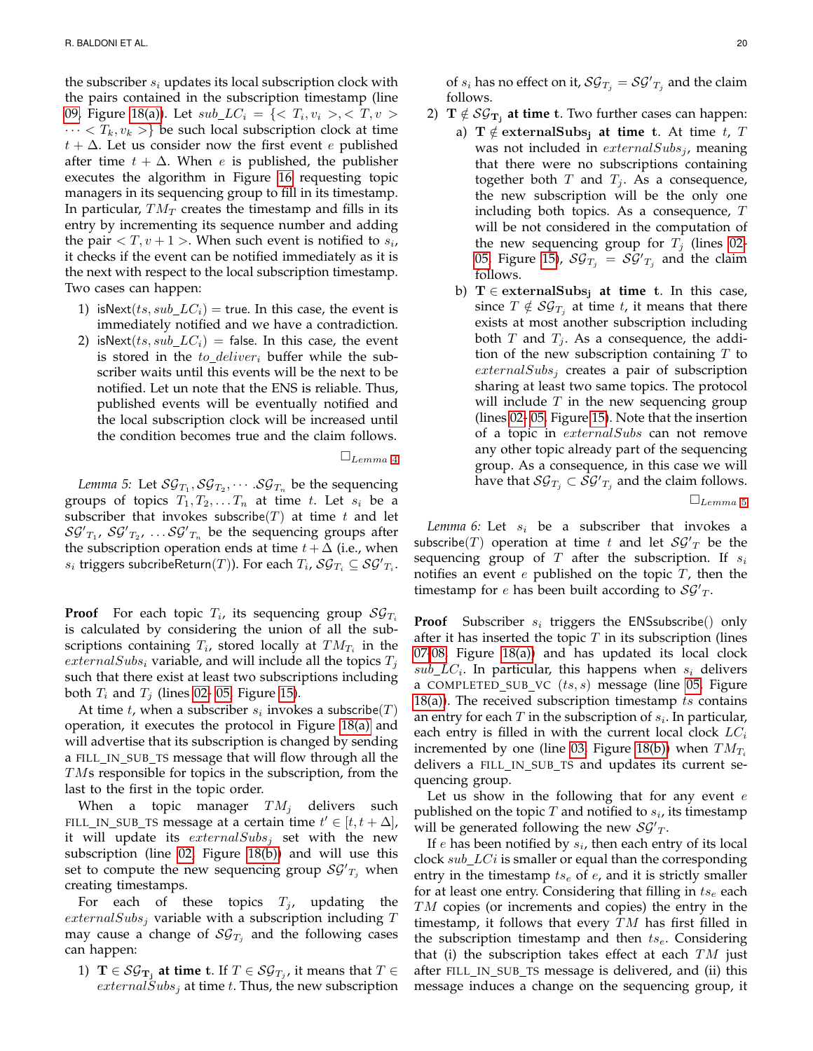the subscriber $s_i$ updates its local subscription clock with the pairs contained in the subscription timestamp (line 09, Figure 18(a)). Let $sub\_LC_i = \{< T_i, v_i >, < T, v > \cdots < T_k, v_k >\}$ be such local subscription clock at time $t + \Delta$. Let us consider now the first event $e$ published after time $t + \Delta$. When $e$ is published, the publisher executes the algorithm in Figure 16 requesting topic managers in its sequencing group to fill in its timestamp. In particular, $TM_T$ creates the timestamp and fills in its entry by incrementing its sequence number and adding the pair $< T, v+1 >$. When such event is notified to $s_i$, it checks if the event can be notified immediately as it is the next with respect to the local subscription timestamp. Two cases can happen:

1) isNext$(ts, sub\_LC_i) =$ true. In this case, the event is immediately notified and we have a contradiction.
2) isNext$(ts, sub\_LC_i) =$ false. In this case, the event is stored in the $to\_deliver_i$ buffer while the subscriber waits until this events will be the next to be notified. Let un note that the ENS is reliable. Thus, published events will be eventually notified and the local subscription clock will be increased until the condition becomes true and the claim follows.

$\square_{Lemma\ 4}$

*Lemma 5:* Let $\mathcal{SG}_{T_1}, \mathcal{SG}_{T_2}, \cdots \mathcal{SG}_{T_n}$ be the sequencing groups of topics $T_1, T_2, \dots T_n$ at time $t$. Let $s_i$ be a subscriber that invokes subscribe$(T)$ at time $t$ and let $\mathcal{SG}'_{T_1}$, $\mathcal{SG}'_{T_2}$, $\dots \mathcal{SG}'_{T_n}$ be the sequencing groups after the subscription operation ends at time $t + \Delta$ (i.e., when $s_i$ triggers subcribeReturn$(T)$). For each $T_i$, $\mathcal{SG}_{T_i} \subseteq \mathcal{SG}'_{T_i}$.

**Proof** For each topic $T_i$, its sequencing group $\mathcal{SG}_{T_i}$ is calculated by considering the union of all the subscriptions containing $T_i$, stored locally at $TM_{T_i}$ in the $externalSubs_i$ variable, and will include all the topics $T_j$ such that there exist at least two subscriptions including both $T_i$ and $T_j$ (lines 02- 05, Figure 15).

At time $t$, when a subscriber $s_i$ invokes a subscribe$(T)$ operation, it executes the protocol in Figure 18(a) and will advertise that its subscription is changed by sending a FILL_IN_SUB_TS message that will flow through all the $TM$s responsible for topics in the subscription, from the last to the first in the topic order.

When a topic manager $TM_j$ delivers such FILL_IN_SUB_TS message at a certain time $t' \in [t, t + \Delta]$, it will update its $externalSubs_j$ set with the new subscription (line 02, Figure 18(b)) and will use this set to compute the new sequencing group $\mathcal{SG}'_{T_j}$ when creating timestamps.

For each of these topics $T_j$, updating the $externalSubs_j$ variable with a subscription including $T$ may cause a change of $\mathcal{SG}_{T_j}$ and the following cases can happen:

1) $\mathbf{T \in \mathcal{SG}_{T_j}}$ **at time t**. If $T \in \mathcal{SG}_{T_j}$, it means that $T \in externalSubs_j$ at time $t$. Thus, the new subscription of $s_i$ has no effect on it, $\mathcal{SG}_{T_j} = \mathcal{SG}'_{T_j}$ and the claim follows.
2) $\mathbf{T \notin \mathcal{SG}_{T_j}}$ **at time t**. Two further cases can happen:
   a) $\mathbf{T \notin externalSubs_j}$ **at time t**. At time $t$, $T$ was not included in $externalSubs_j$, meaning that there were no subscriptions containing together both $T$ and $T_j$. As a consequence, the new subscription will be the only one including both topics. As a consequence, $T$ will be not considered in the computation of the new sequencing group for $T_j$ (lines 02- 05, Figure 15), $\mathcal{SG}_{T_j} = \mathcal{SG}'_{T_j}$ and the claim follows.
   b) $\mathbf{T \in externalSubs_j}$ **at time t**. In this case, since $T \notin \mathcal{SG}_{T_j}$ at time $t$, it means that there exists at most another subscription including both $T$ and $T_j$. As a consequence, the addition of the new subscription containing $T$ to $externalSubs_j$ creates a pair of subscription sharing at least two same topics. The protocol will include $T$ in the new sequencing group (lines 02- 05, Figure 15). Note that the insertion of a topic in $externalSubs$ can not remove any other topic already part of the sequencing group. As a consequence, in this case we will have that $\mathcal{SG}_{T_j} \subset \mathcal{SG}'_{T_j}$ and the claim follows.

$\square_{Lemma\ 5}$

*Lemma 6:* Let $s_i$ be a subscriber that invokes a subscribe$(T)$ operation at time $t$ and let $\mathcal{SG}'_T$ be the sequencing group of $T$ after the subscription. If $s_i$ notifies an event $e$ published on the topic $T$, then the timestamp for $e$ has been built according to $\mathcal{SG}'_T$.

**Proof** Subscriber $s_i$ triggers the ENSsubscribe() only after it has inserted the topic $T$ in its subscription (lines 07-08, Figure 18(a)) and has updated its local clock $sub\_LC_i$. In particular, this happens when $s_i$ delivers a COMPLETED_SUB_VC $(ts, s)$ message (line 05, Figure 18(a)). The received subscription timestamp $ts$ contains an entry for each $T$ in the subscription of $s_i$. In particular, each entry is filled in with the current local clock $LC_i$ incremented by one (line 03, Figure 18(b)) when $TM_{T_i}$ delivers a FILL_IN_SUB_TS and updates its current sequencing group.

Let us show in the following that for any event $e$ published on the topic $T$ and notified to $s_i$, its timestamp will be generated following the new $\mathcal{SG}'_T$.

If $e$ has been notified by $s_i$, then each entry of its local clock $sub\_LCi$ is smaller or equal than the corresponding entry in the timestamp $ts_e$ of $e$, and it is strictly smaller for at least one entry. Considering that filling in $ts_e$ each $TM$ copies (or increments and copies) the entry in the timestamp, it follows that every $TM$ has first filled in the subscription timestamp and then $ts_e$. Considering that (i) the subscription takes effect at each $TM$ just after FILL_IN_SUB_TS message is delivered, and (ii) this message induces a change on the sequencing group, it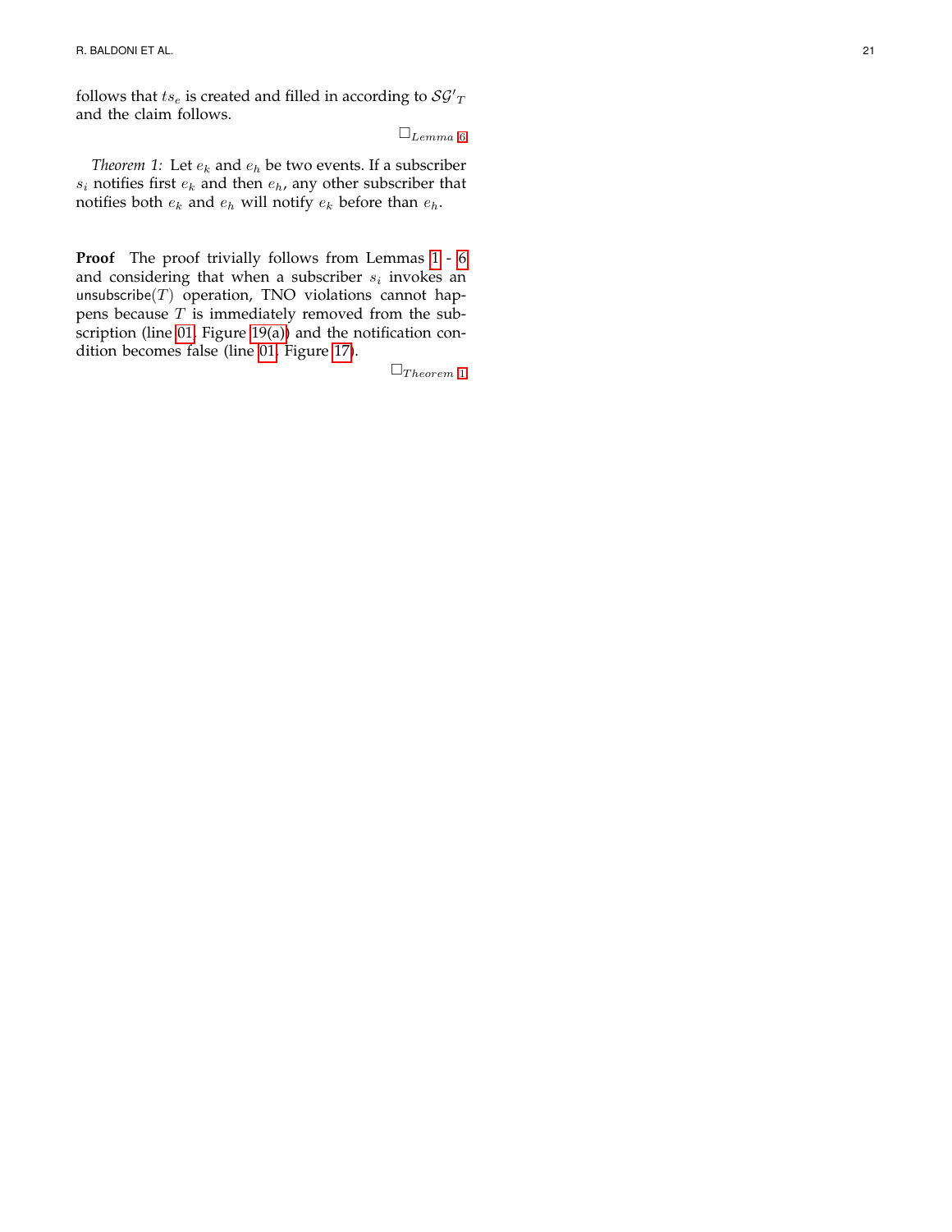follows that $ts_e$ is created and filled in according to $\mathcal{SG}'_T$ and the claim follows.

$\square_{Lemma\ 6}$

*Theorem 1:* Let $e_k$ and $e_h$ be two events. If a subscriber $s_i$ notifies first $e_k$ and then $e_h$, any other subscriber that notifies both $e_k$ and $e_h$ will notify $e_k$ before than $e_h$.

**Proof** The proof trivially follows from Lemmas 1 - 6 and considering that when a subscriber $s_i$ invokes an unsubscribe$(T)$ operation, TNO violations cannot happens because $T$ is immediately removed from the subscription (line 01, Figure 19(a)) and the notification condition becomes false (line 01, Figure 17).

$\square_{Theorem\ 1}$